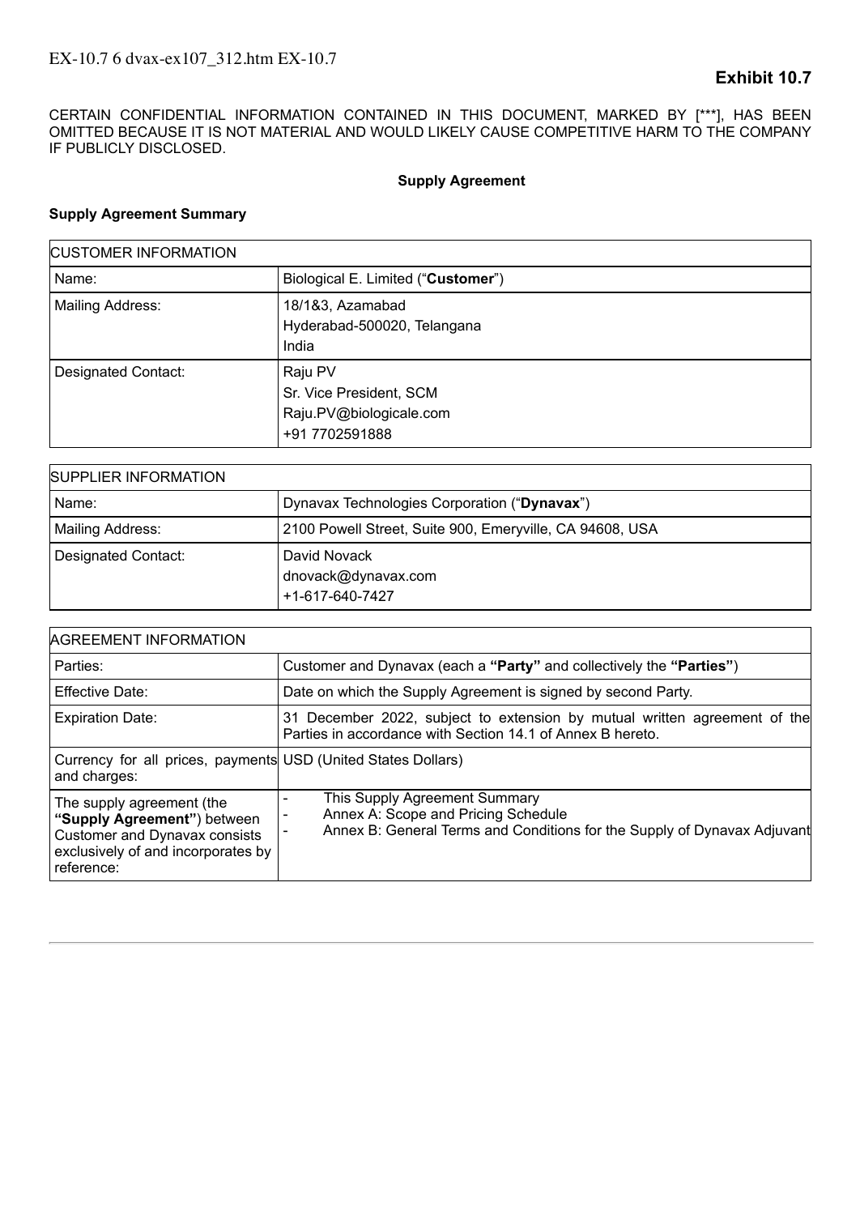EX-10.7 6 dvax-ex107_312.htm EX-10.7

**Exhibit 10.7**

CERTAIN CONFIDENTIAL INFORMATION CONTAINED IN THIS DOCUMENT, MARKED BY [***], HAS BEEN OMITTED BECAUSE IT IS NOT MATERIAL AND WOULD LIKELY CAUSE COMPETITIVE HARM TO THE COMPANY IF PUBLICLY DISCLOSED.

**Supply Agreement**

**Supply Agreement Summary**

| CUSTOMER INFORMATION | |
|---|---|
| Name: | Biological E. Limited ("**Customer**") |
| Mailing Address: | 18/1&3, Azamabad<br>Hyderabad-500020, Telangana<br>India |
| Designated Contact: | Raju PV<br>Sr. Vice President, SCM<br>Raju.PV@biologicale.com<br>+91 7702591888 |

| SUPPLIER INFORMATION | |
|---|---|
| Name: | Dynavax Technologies Corporation ("**Dynavax**") |
| Mailing Address: | 2100 Powell Street, Suite 900, Emeryville, CA 94608, USA |
| Designated Contact: | David Novack<br>dnovack@dynavax.com<br>+1-617-640-7427 |

| AGREEMENT INFORMATION | |
|---|---|
| Parties: | Customer and Dynavax (each a **"Party"** and collectively the **"Parties"**) |
| Effective Date: | Date on which the Supply Agreement is signed by second Party. |
| Expiration Date: | 31 December 2022, subject to extension by mutual written agreement of the Parties in accordance with Section 14.1 of Annex B hereto. |
| Currency for all prices, payments and charges: | USD (United States Dollars) |
| The supply agreement (the **"Supply Agreement"**) between Customer and Dynavax consists exclusively of and incorporates by reference: | - This Supply Agreement Summary<br>- Annex A: Scope and Pricing Schedule<br>- Annex B: General Terms and Conditions for the Supply of Dynavax Adjuvant |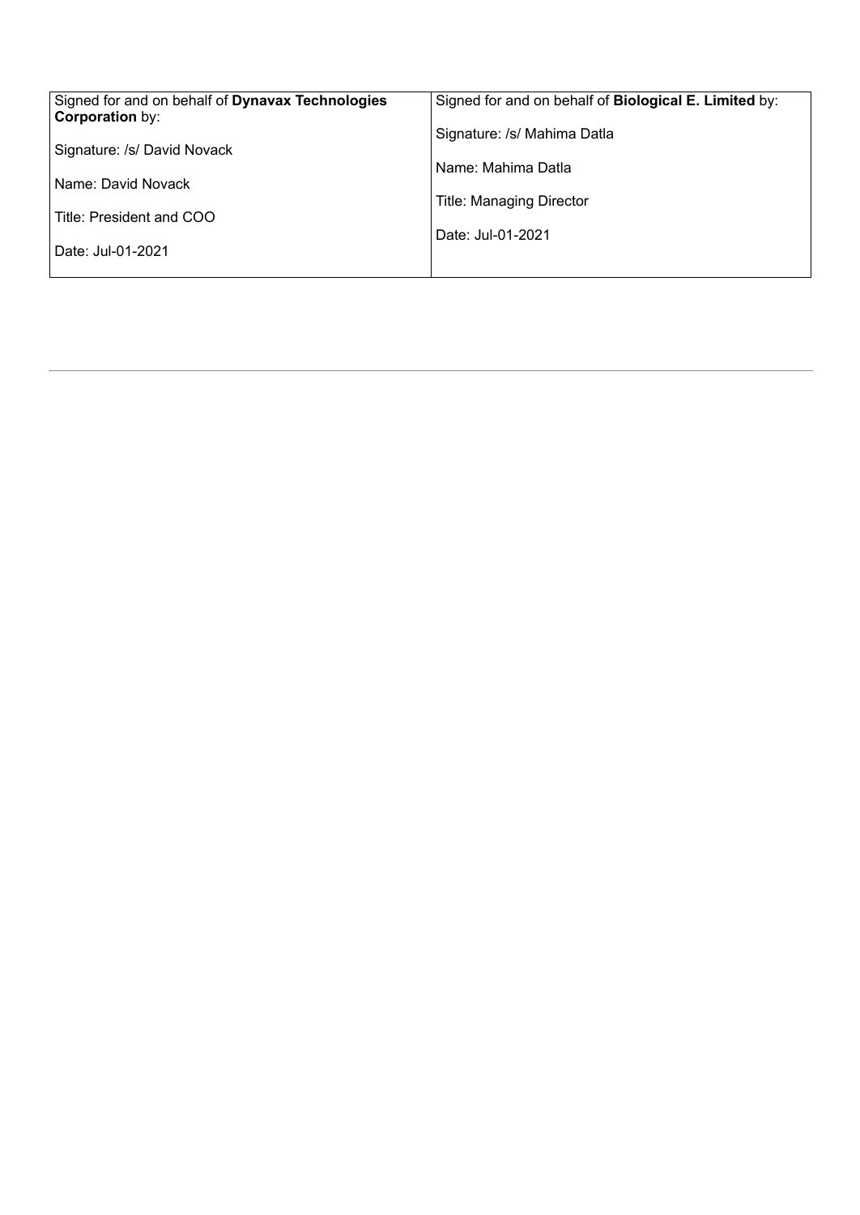| Signed for and on behalf of **Dynavax Technologies Corporation** by:<br><br>Signature: /s/ David Novack<br><br>Name: David Novack<br><br>Title: President and COO<br><br>Date: Jul-01-2021 | Signed for and on behalf of **Biological E. Limited** by:<br><br>Signature: /s/ Mahima Datla<br><br>Name: Mahima Datla<br><br>Title: Managing Director<br><br>Date: Jul-01-2021 |
| --- | --- |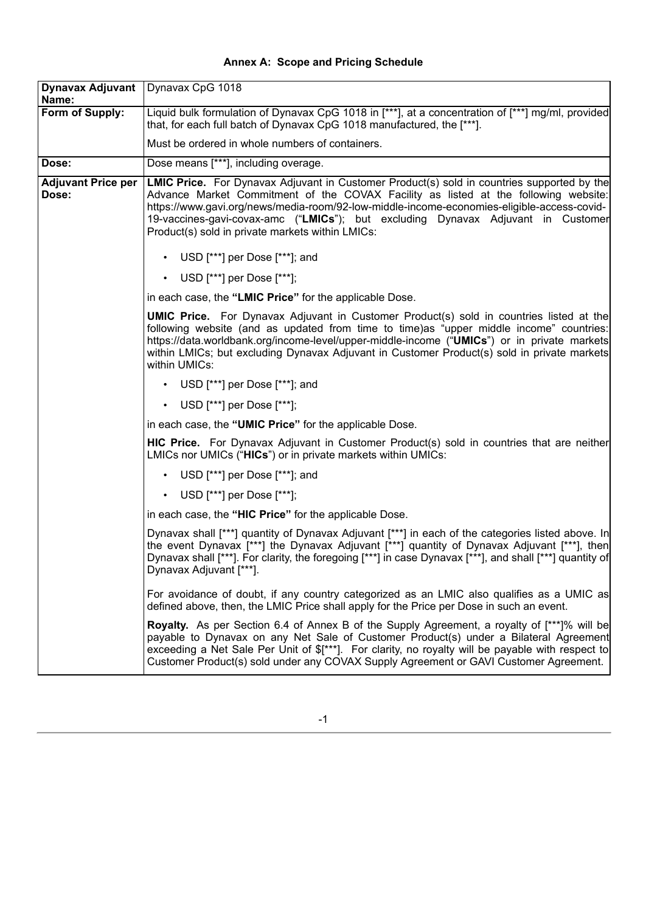# Annex A: Scope and Pricing Schedule

| **Dynavax Adjuvant Name:** | Dynavax CpG 1018 |
|---|---|
| **Form of Supply:** | Liquid bulk formulation of Dynavax CpG 1018 in [***], at a concentration of [***] mg/ml, provided that, for each full batch of Dynavax CpG 1018 manufactured, the [***].<br><br>Must be ordered in whole numbers of containers. |
| **Dose:** | Dose means [***], including overage. |
| **Adjuvant Price per Dose:** | **LMIC Price.** For Dynavax Adjuvant in Customer Product(s) sold in countries supported by the Advance Market Commitment of the COVAX Facility as listed at the following website: https://www.gavi.org/news/media-room/92-low-middle-income-economies-eligible-access-covid-19-vaccines-gavi-covax-amc ("**LMICs**"); but excluding Dynavax Adjuvant in Customer Product(s) sold in private markets within LMICs:<br><br>• USD [***] per Dose [***]; and<br>• USD [***] per Dose [***];<br><br>in each case, the **"LMIC Price"** for the applicable Dose.<br><br>**UMIC Price.** For Dynavax Adjuvant in Customer Product(s) sold in countries listed at the following website (and as updated from time to time)as "upper middle income" countries: https://data.worldbank.org/income-level/upper-middle-income ("**UMICs**") or in private markets within LMICs; but excluding Dynavax Adjuvant in Customer Product(s) sold in private markets within UMICs:<br><br>• USD [***] per Dose [***]; and<br>• USD [***] per Dose [***];<br><br>in each case, the **"UMIC Price"** for the applicable Dose.<br><br>**HIC Price.** For Dynavax Adjuvant in Customer Product(s) sold in countries that are neither LMICs nor UMICs ("**HICs**") or in private markets within UMICs:<br><br>• USD [***] per Dose [***]; and<br>• USD [***] per Dose [***];<br><br>in each case, the **"HIC Price"** for the applicable Dose.<br><br>Dynavax shall [***] quantity of Dynavax Adjuvant [***] in each of the categories listed above. In the event Dynavax [***] the Dynavax Adjuvant [***] quantity of Dynavax Adjuvant [***], then Dynavax shall [***]. For clarity, the foregoing [***] in case Dynavax [***], and shall [***] quantity of Dynavax Adjuvant [***].<br><br>For avoidance of doubt, if any country categorized as an LMIC also qualifies as a UMIC as defined above, then, the LMIC Price shall apply for the Price per Dose in such an event.<br><br>**Royalty.** As per Section 6.4 of Annex B of the Supply Agreement, a royalty of [***]% will be payable to Dynavax on any Net Sale of Customer Product(s) under a Bilateral Agreement exceeding a Net Sale Per Unit of $[***]. For clarity, no royalty will be payable with respect to Customer Product(s) sold under any COVAX Supply Agreement or GAVI Customer Agreement. |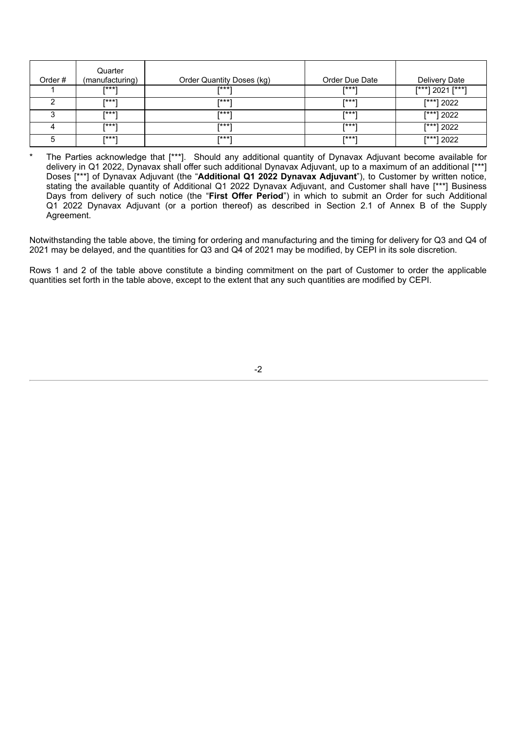| Order # | Quarter (manufacturing) | Order Quantity Doses (kg) | Order Due Date | Delivery Date |
|---|---|---|---|---|
| 1 | [***] | [***] | [***] | [***] 2021 [***] |
| 2 | [***] | [***] | [***] | [***] 2022 |
| 3 | [***] | [***] | [***] | [***] 2022 |
| 4 | [***] | [***] | [***] | [***] 2022 |
| 5 | [***] | [***] | [***] | [***] 2022 |

\* The Parties acknowledge that [***]. Should any additional quantity of Dynavax Adjuvant become available for delivery in Q1 2022, Dynavax shall offer such additional Dynavax Adjuvant, up to a maximum of an additional [***] Doses [***] of Dynavax Adjuvant (the "**Additional Q1 2022 Dynavax Adjuvant**"), to Customer by written notice, stating the available quantity of Additional Q1 2022 Dynavax Adjuvant, and Customer shall have [***] Business Days from delivery of such notice (the "**First Offer Period**") in which to submit an Order for such Additional Q1 2022 Dynavax Adjuvant (or a portion thereof) as described in Section 2.1 of Annex B of the Supply Agreement.

Notwithstanding the table above, the timing for ordering and manufacturing and the timing for delivery for Q3 and Q4 of 2021 may be delayed, and the quantities for Q3 and Q4 of 2021 may be modified, by CEPI in its sole discretion.

Rows 1 and 2 of the table above constitute a binding commitment on the part of Customer to order the applicable quantities set forth in the table above, except to the extent that any such quantities are modified by CEPI.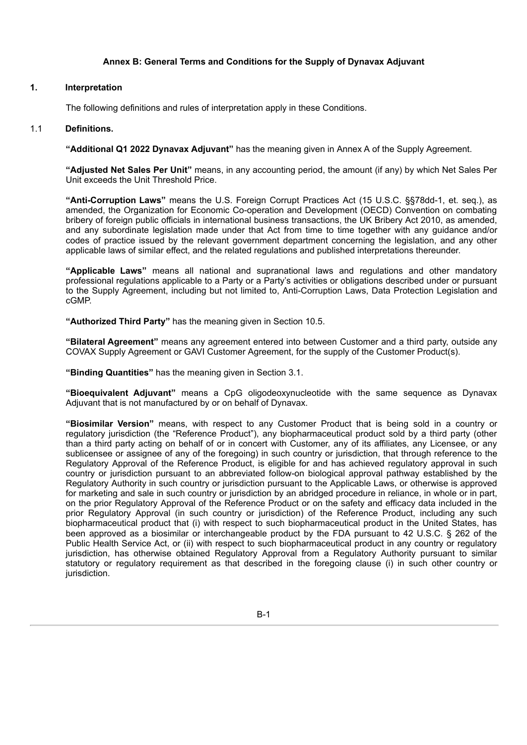## Annex B: General Terms and Conditions for the Supply of Dynavax Adjuvant

### 1. Interpretation

The following definitions and rules of interpretation apply in these Conditions.

#### 1.1 Definitions.

**"Additional Q1 2022 Dynavax Adjuvant"** has the meaning given in Annex A of the Supply Agreement.

**"Adjusted Net Sales Per Unit"** means, in any accounting period, the amount (if any) by which Net Sales Per Unit exceeds the Unit Threshold Price.

**"Anti-Corruption Laws"** means the U.S. Foreign Corrupt Practices Act (15 U.S.C. §§78dd-1, et. seq.), as amended, the Organization for Economic Co-operation and Development (OECD) Convention on combating bribery of foreign public officials in international business transactions, the UK Bribery Act 2010, as amended, and any subordinate legislation made under that Act from time to time together with any guidance and/or codes of practice issued by the relevant government department concerning the legislation, and any other applicable laws of similar effect, and the related regulations and published interpretations thereunder.

**"Applicable Laws"** means all national and supranational laws and regulations and other mandatory professional regulations applicable to a Party or a Party's activities or obligations described under or pursuant to the Supply Agreement, including but not limited to, Anti-Corruption Laws, Data Protection Legislation and cGMP.

**"Authorized Third Party"** has the meaning given in Section 10.5.

**"Bilateral Agreement"** means any agreement entered into between Customer and a third party, outside any COVAX Supply Agreement or GAVI Customer Agreement, for the supply of the Customer Product(s).

**"Binding Quantities"** has the meaning given in Section 3.1.

**"Bioequivalent Adjuvant"** means a CpG oligodeoxynucleotide with the same sequence as Dynavax Adjuvant that is not manufactured by or on behalf of Dynavax.

**"Biosimilar Version"** means, with respect to any Customer Product that is being sold in a country or regulatory jurisdiction (the "Reference Product"), any biopharmaceutical product sold by a third party (other than a third party acting on behalf of or in concert with Customer, any of its affiliates, any Licensee, or any sublicensee or assignee of any of the foregoing) in such country or jurisdiction, that through reference to the Regulatory Approval of the Reference Product, is eligible for and has achieved regulatory approval in such country or jurisdiction pursuant to an abbreviated follow-on biological approval pathway established by the Regulatory Authority in such country or jurisdiction pursuant to the Applicable Laws, or otherwise is approved for marketing and sale in such country or jurisdiction by an abridged procedure in reliance, in whole or in part, on the prior Regulatory Approval of the Reference Product or on the safety and efficacy data included in the prior Regulatory Approval (in such country or jurisdiction) of the Reference Product, including any such biopharmaceutical product that (i) with respect to such biopharmaceutical product in the United States, has been approved as a biosimilar or interchangeable product by the FDA pursuant to 42 U.S.C. § 262 of the Public Health Service Act, or (ii) with respect to such biopharmaceutical product in any country or regulatory jurisdiction, has otherwise obtained Regulatory Approval from a Regulatory Authority pursuant to similar statutory or regulatory requirement as that described in the foregoing clause (i) in such other country or jurisdiction.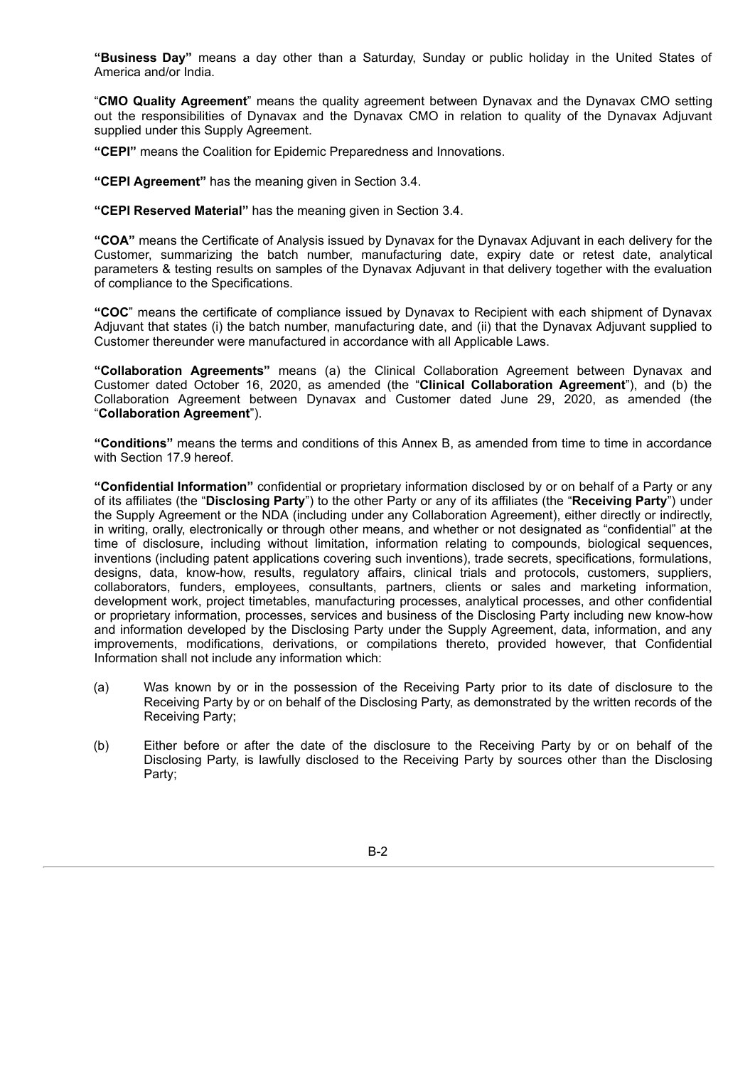**"Business Day"** means a day other than a Saturday, Sunday or public holiday in the United States of America and/or India.

"**CMO Quality Agreement**" means the quality agreement between Dynavax and the Dynavax CMO setting out the responsibilities of Dynavax and the Dynavax CMO in relation to quality of the Dynavax Adjuvant supplied under this Supply Agreement.

**"CEPI"** means the Coalition for Epidemic Preparedness and Innovations.

**"CEPI Agreement"** has the meaning given in Section 3.4.

**"CEPI Reserved Material"** has the meaning given in Section 3.4.

**"COA"** means the Certificate of Analysis issued by Dynavax for the Dynavax Adjuvant in each delivery for the Customer, summarizing the batch number, manufacturing date, expiry date or retest date, analytical parameters & testing results on samples of the Dynavax Adjuvant in that delivery together with the evaluation of compliance to the Specifications.

**"COC"** means the certificate of compliance issued by Dynavax to Recipient with each shipment of Dynavax Adjuvant that states (i) the batch number, manufacturing date, and (ii) that the Dynavax Adjuvant supplied to Customer thereunder were manufactured in accordance with all Applicable Laws.

**"Collaboration Agreements"** means (a) the Clinical Collaboration Agreement between Dynavax and Customer dated October 16, 2020, as amended (the "**Clinical Collaboration Agreement**"), and (b) the Collaboration Agreement between Dynavax and Customer dated June 29, 2020, as amended (the "**Collaboration Agreement**").

**"Conditions"** means the terms and conditions of this Annex B, as amended from time to time in accordance with Section 17.9 hereof.

**"Confidential Information"** confidential or proprietary information disclosed by or on behalf of a Party or any of its affiliates (the "**Disclosing Party**") to the other Party or any of its affiliates (the "**Receiving Party**") under the Supply Agreement or the NDA (including under any Collaboration Agreement), either directly or indirectly, in writing, orally, electronically or through other means, and whether or not designated as "confidential" at the time of disclosure, including without limitation, information relating to compounds, biological sequences, inventions (including patent applications covering such inventions), trade secrets, specifications, formulations, designs, data, know-how, results, regulatory affairs, clinical trials and protocols, customers, suppliers, collaborators, funders, employees, consultants, partners, clients or sales and marketing information, development work, project timetables, manufacturing processes, analytical processes, and other confidential or proprietary information, processes, services and business of the Disclosing Party including new know-how and information developed by the Disclosing Party under the Supply Agreement, data, information, and any improvements, modifications, derivations, or compilations thereto, provided however, that Confidential Information shall not include any information which:

(a) Was known by or in the possession of the Receiving Party prior to its date of disclosure to the Receiving Party by or on behalf of the Disclosing Party, as demonstrated by the written records of the Receiving Party;

(b) Either before or after the date of the disclosure to the Receiving Party by or on behalf of the Disclosing Party, is lawfully disclosed to the Receiving Party by sources other than the Disclosing Party;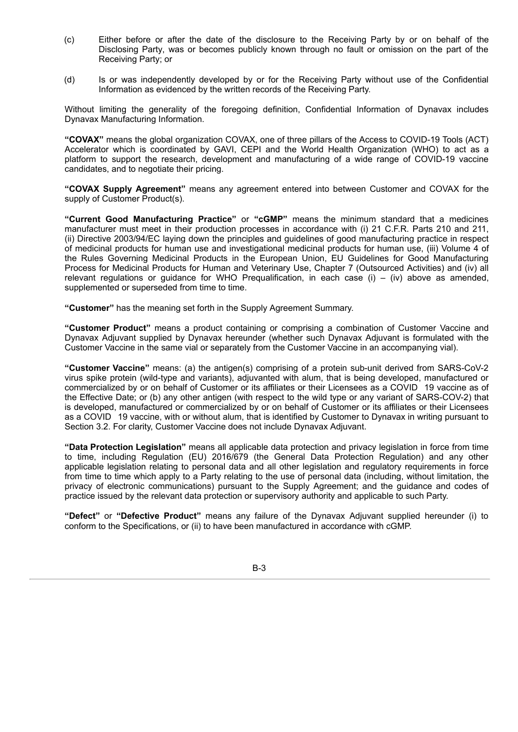(c) Either before or after the date of the disclosure to the Receiving Party by or on behalf of the Disclosing Party, was or becomes publicly known through no fault or omission on the part of the Receiving Party; or

(d) Is or was independently developed by or for the Receiving Party without use of the Confidential Information as evidenced by the written records of the Receiving Party.

Without limiting the generality of the foregoing definition, Confidential Information of Dynavax includes Dynavax Manufacturing Information.

**"COVAX"** means the global organization COVAX, one of three pillars of the Access to COVID-19 Tools (ACT) Accelerator which is coordinated by GAVI, CEPI and the World Health Organization (WHO) to act as a platform to support the research, development and manufacturing of a wide range of COVID-19 vaccine candidates, and to negotiate their pricing.

**"COVAX Supply Agreement"** means any agreement entered into between Customer and COVAX for the supply of Customer Product(s).

**"Current Good Manufacturing Practice"** or **"cGMP"** means the minimum standard that a medicines manufacturer must meet in their production processes in accordance with (i) 21 C.F.R. Parts 210 and 211, (ii) Directive 2003/94/EC laying down the principles and guidelines of good manufacturing practice in respect of medicinal products for human use and investigational medicinal products for human use, (iii) Volume 4 of the Rules Governing Medicinal Products in the European Union, EU Guidelines for Good Manufacturing Process for Medicinal Products for Human and Veterinary Use, Chapter 7 (Outsourced Activities) and (iv) all relevant regulations or guidance for WHO Prequalification, in each case (i) – (iv) above as amended, supplemented or superseded from time to time.

**"Customer"** has the meaning set forth in the Supply Agreement Summary.

**"Customer Product"** means a product containing or comprising a combination of Customer Vaccine and Dynavax Adjuvant supplied by Dynavax hereunder (whether such Dynavax Adjuvant is formulated with the Customer Vaccine in the same vial or separately from the Customer Vaccine in an accompanying vial).

**"Customer Vaccine"** means: (a) the antigen(s) comprising of a protein sub-unit derived from SARS-CoV-2 virus spike protein (wild-type and variants), adjuvanted with alum, that is being developed, manufactured or commercialized by or on behalf of Customer or its affiliates or their Licensees as a COVID 19 vaccine as of the Effective Date; or (b) any other antigen (with respect to the wild type or any variant of SARS-COV-2) that is developed, manufactured or commercialized by or on behalf of Customer or its affiliates or their Licensees as a COVID 19 vaccine, with or without alum, that is identified by Customer to Dynavax in writing pursuant to Section 3.2. For clarity, Customer Vaccine does not include Dynavax Adjuvant.

**"Data Protection Legislation"** means all applicable data protection and privacy legislation in force from time to time, including Regulation (EU) 2016/679 (the General Data Protection Regulation) and any other applicable legislation relating to personal data and all other legislation and regulatory requirements in force from time to time which apply to a Party relating to the use of personal data (including, without limitation, the privacy of electronic communications) pursuant to the Supply Agreement; and the guidance and codes of practice issued by the relevant data protection or supervisory authority and applicable to such Party.

**"Defect"** or **"Defective Product"** means any failure of the Dynavax Adjuvant supplied hereunder (i) to conform to the Specifications, or (ii) to have been manufactured in accordance with cGMP.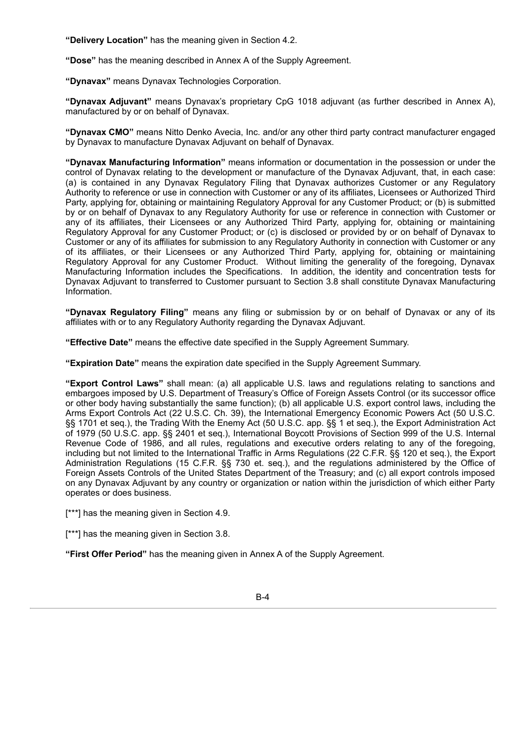**"Delivery Location"** has the meaning given in Section 4.2.

**"Dose"** has the meaning described in Annex A of the Supply Agreement.

**"Dynavax"** means Dynavax Technologies Corporation.

**"Dynavax Adjuvant"** means Dynavax's proprietary CpG 1018 adjuvant (as further described in Annex A), manufactured by or on behalf of Dynavax.

**"Dynavax CMO"** means Nitto Denko Avecia, Inc. and/or any other third party contract manufacturer engaged by Dynavax to manufacture Dynavax Adjuvant on behalf of Dynavax.

**"Dynavax Manufacturing Information"** means information or documentation in the possession or under the control of Dynavax relating to the development or manufacture of the Dynavax Adjuvant, that, in each case: (a) is contained in any Dynavax Regulatory Filing that Dynavax authorizes Customer or any Regulatory Authority to reference or use in connection with Customer or any of its affiliates, Licensees or Authorized Third Party, applying for, obtaining or maintaining Regulatory Approval for any Customer Product; or (b) is submitted by or on behalf of Dynavax to any Regulatory Authority for use or reference in connection with Customer or any of its affiliates, their Licensees or any Authorized Third Party, applying for, obtaining or maintaining Regulatory Approval for any Customer Product; or (c) is disclosed or provided by or on behalf of Dynavax to Customer or any of its affiliates for submission to any Regulatory Authority in connection with Customer or any of its affiliates, or their Licensees or any Authorized Third Party, applying for, obtaining or maintaining Regulatory Approval for any Customer Product. Without limiting the generality of the foregoing, Dynavax Manufacturing Information includes the Specifications. In addition, the identity and concentration tests for Dynavax Adjuvant to transferred to Customer pursuant to Section 3.8 shall constitute Dynavax Manufacturing Information.

**"Dynavax Regulatory Filing"** means any filing or submission by or on behalf of Dynavax or any of its affiliates with or to any Regulatory Authority regarding the Dynavax Adjuvant.

**"Effective Date"** means the effective date specified in the Supply Agreement Summary.

**"Expiration Date"** means the expiration date specified in the Supply Agreement Summary.

**"Export Control Laws"** shall mean: (a) all applicable U.S. laws and regulations relating to sanctions and embargoes imposed by U.S. Department of Treasury's Office of Foreign Assets Control (or its successor office or other body having substantially the same function); (b) all applicable U.S. export control laws, including the Arms Export Controls Act (22 U.S.C. Ch. 39), the International Emergency Economic Powers Act (50 U.S.C. §§ 1701 et seq.), the Trading With the Enemy Act (50 U.S.C. app. §§ 1 et seq.), the Export Administration Act of 1979 (50 U.S.C. app. §§ 2401 et seq.), International Boycott Provisions of Section 999 of the U.S. Internal Revenue Code of 1986, and all rules, regulations and executive orders relating to any of the foregoing, including but not limited to the International Traffic in Arms Regulations (22 C.F.R. §§ 120 et seq.), the Export Administration Regulations (15 C.F.R. §§ 730 et. seq.), and the regulations administered by the Office of Foreign Assets Controls of the United States Department of the Treasury; and (c) all export controls imposed on any Dynavax Adjuvant by any country or organization or nation within the jurisdiction of which either Party operates or does business.

[***] has the meaning given in Section 4.9.

[***] has the meaning given in Section 3.8.

**"First Offer Period"** has the meaning given in Annex A of the Supply Agreement.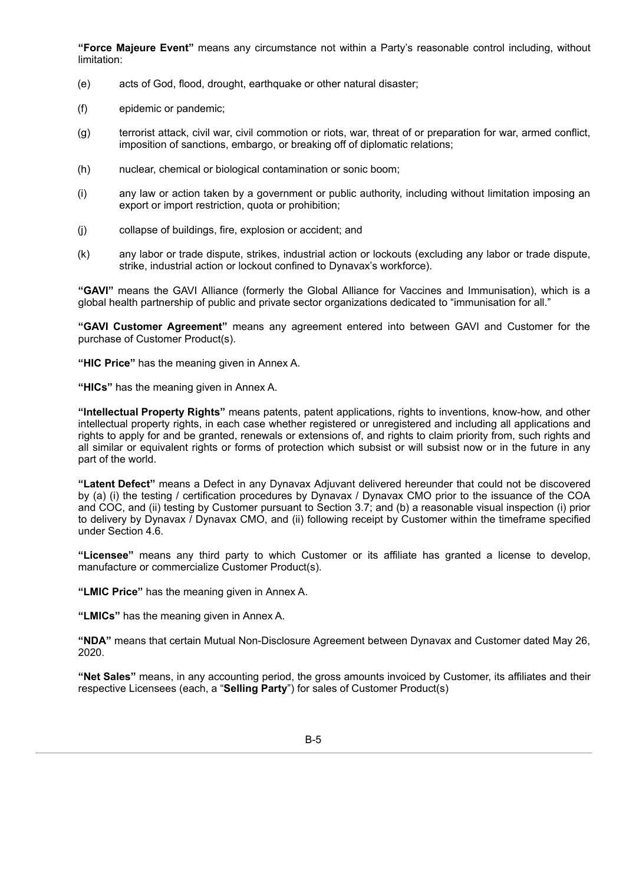**"Force Majeure Event"** means any circumstance not within a Party's reasonable control including, without limitation:

(e) acts of God, flood, drought, earthquake or other natural disaster;

(f) epidemic or pandemic;

(g) terrorist attack, civil war, civil commotion or riots, war, threat of or preparation for war, armed conflict, imposition of sanctions, embargo, or breaking off of diplomatic relations;

(h) nuclear, chemical or biological contamination or sonic boom;

(i) any law or action taken by a government or public authority, including without limitation imposing an export or import restriction, quota or prohibition;

(j) collapse of buildings, fire, explosion or accident; and

(k) any labor or trade dispute, strikes, industrial action or lockouts (excluding any labor or trade dispute, strike, industrial action or lockout confined to Dynavax's workforce).

**"GAVI"** means the GAVI Alliance (formerly the Global Alliance for Vaccines and Immunisation), which is a global health partnership of public and private sector organizations dedicated to "immunisation for all."

**"GAVI Customer Agreement"** means any agreement entered into between GAVI and Customer for the purchase of Customer Product(s).

**"HIC Price"** has the meaning given in Annex A.

**"HICs"** has the meaning given in Annex A.

**"Intellectual Property Rights"** means patents, patent applications, rights to inventions, know-how, and other intellectual property rights, in each case whether registered or unregistered and including all applications and rights to apply for and be granted, renewals or extensions of, and rights to claim priority from, such rights and all similar or equivalent rights or forms of protection which subsist or will subsist now or in the future in any part of the world.

**"Latent Defect"** means a Defect in any Dynavax Adjuvant delivered hereunder that could not be discovered by (a) (i) the testing / certification procedures by Dynavax / Dynavax CMO prior to the issuance of the COA and COC, and (ii) testing by Customer pursuant to Section 3.7; and (b) a reasonable visual inspection (i) prior to delivery by Dynavax / Dynavax CMO, and (ii) following receipt by Customer within the timeframe specified under Section 4.6.

**"Licensee"** means any third party to which Customer or its affiliate has granted a license to develop, manufacture or commercialize Customer Product(s).

**"LMIC Price"** has the meaning given in Annex A.

**"LMICs"** has the meaning given in Annex A.

**"NDA"** means that certain Mutual Non-Disclosure Agreement between Dynavax and Customer dated May 26, 2020.

**"Net Sales"** means, in any accounting period, the gross amounts invoiced by Customer, its affiliates and their respective Licensees (each, a "**Selling Party**") for sales of Customer Product(s)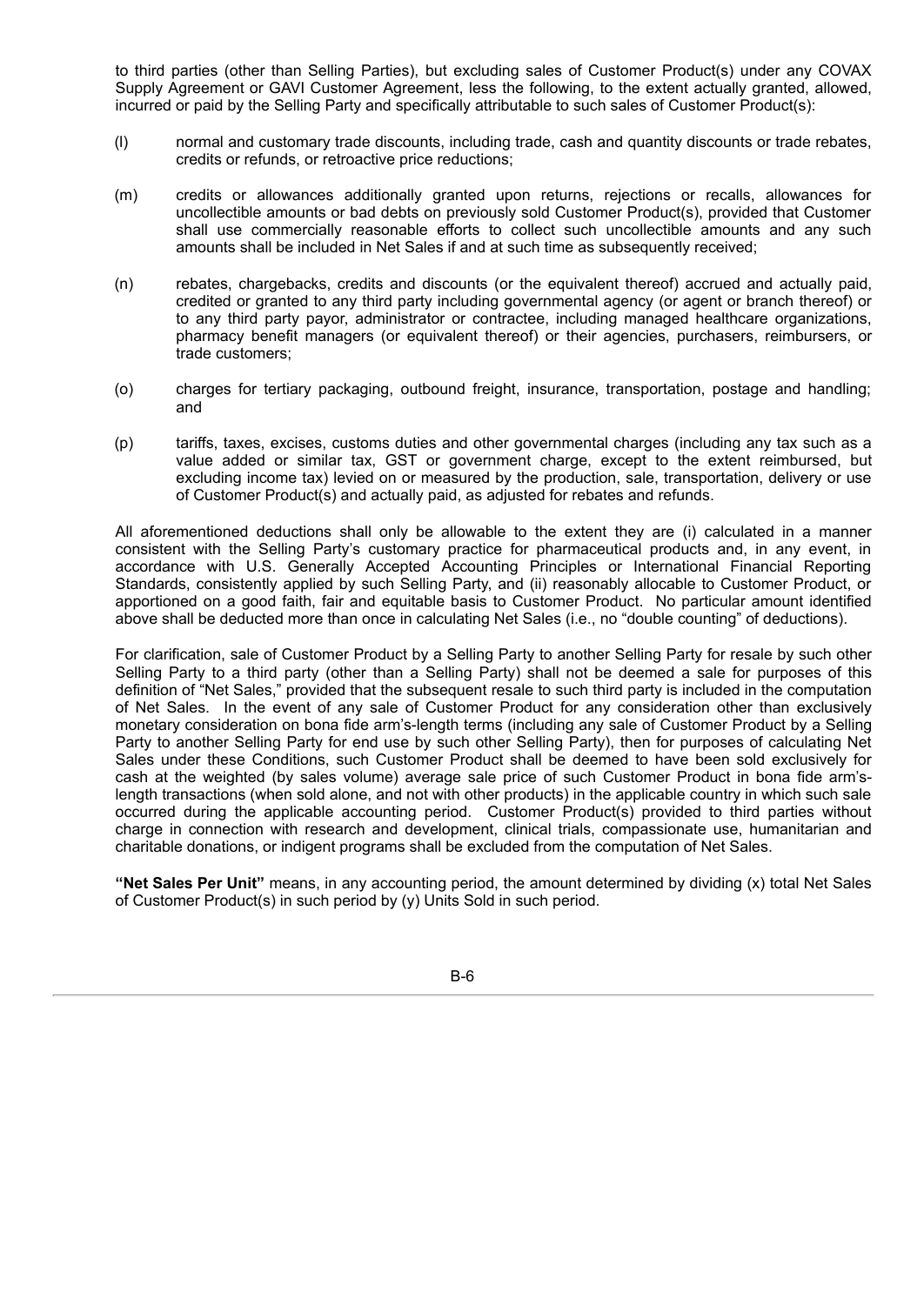to third parties (other than Selling Parties), but excluding sales of Customer Product(s) under any COVAX Supply Agreement or GAVI Customer Agreement, less the following, to the extent actually granted, allowed, incurred or paid by the Selling Party and specifically attributable to such sales of Customer Product(s):

(l) normal and customary trade discounts, including trade, cash and quantity discounts or trade rebates, credits or refunds, or retroactive price reductions;

(m) credits or allowances additionally granted upon returns, rejections or recalls, allowances for uncollectible amounts or bad debts on previously sold Customer Product(s), provided that Customer shall use commercially reasonable efforts to collect such uncollectible amounts and any such amounts shall be included in Net Sales if and at such time as subsequently received;

(n) rebates, chargebacks, credits and discounts (or the equivalent thereof) accrued and actually paid, credited or granted to any third party including governmental agency (or agent or branch thereof) or to any third party payor, administrator or contractee, including managed healthcare organizations, pharmacy benefit managers (or equivalent thereof) or their agencies, purchasers, reimbursers, or trade customers;

(o) charges for tertiary packaging, outbound freight, insurance, transportation, postage and handling; and

(p) tariffs, taxes, excises, customs duties and other governmental charges (including any tax such as a value added or similar tax, GST or government charge, except to the extent reimbursed, but excluding income tax) levied on or measured by the production, sale, transportation, delivery or use of Customer Product(s) and actually paid, as adjusted for rebates and refunds.

All aforementioned deductions shall only be allowable to the extent they are (i) calculated in a manner consistent with the Selling Party's customary practice for pharmaceutical products and, in any event, in accordance with U.S. Generally Accepted Accounting Principles or International Financial Reporting Standards, consistently applied by such Selling Party, and (ii) reasonably allocable to Customer Product, or apportioned on a good faith, fair and equitable basis to Customer Product. No particular amount identified above shall be deducted more than once in calculating Net Sales (i.e., no "double counting" of deductions).

For clarification, sale of Customer Product by a Selling Party to another Selling Party for resale by such other Selling Party to a third party (other than a Selling Party) shall not be deemed a sale for purposes of this definition of "Net Sales," provided that the subsequent resale to such third party is included in the computation of Net Sales. In the event of any sale of Customer Product for any consideration other than exclusively monetary consideration on bona fide arm's-length terms (including any sale of Customer Product by a Selling Party to another Selling Party for end use by such other Selling Party), then for purposes of calculating Net Sales under these Conditions, such Customer Product shall be deemed to have been sold exclusively for cash at the weighted (by sales volume) average sale price of such Customer Product in bona fide arm's-length transactions (when sold alone, and not with other products) in the applicable country in which such sale occurred during the applicable accounting period. Customer Product(s) provided to third parties without charge in connection with research and development, clinical trials, compassionate use, humanitarian and charitable donations, or indigent programs shall be excluded from the computation of Net Sales.

**"Net Sales Per Unit"** means, in any accounting period, the amount determined by dividing (x) total Net Sales of Customer Product(s) in such period by (y) Units Sold in such period.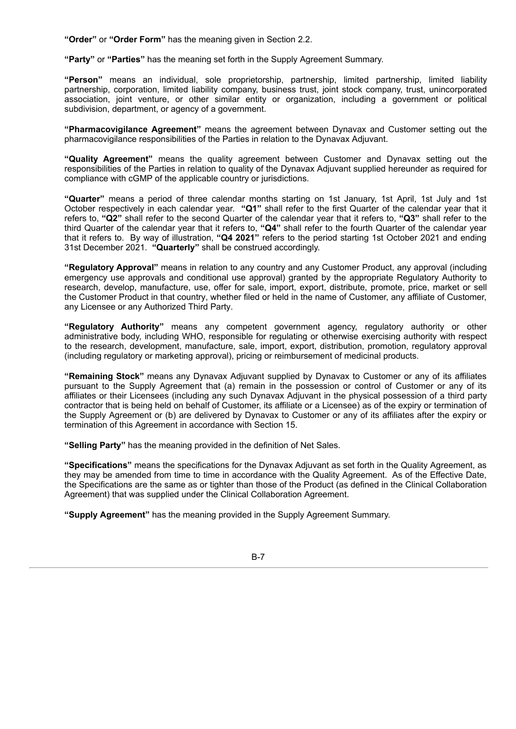**"Order"** or **"Order Form"** has the meaning given in Section 2.2.

**"Party"** or **"Parties"** has the meaning set forth in the Supply Agreement Summary.

**"Person"** means an individual, sole proprietorship, partnership, limited partnership, limited liability partnership, corporation, limited liability company, business trust, joint stock company, trust, unincorporated association, joint venture, or other similar entity or organization, including a government or political subdivision, department, or agency of a government.

**"Pharmacovigilance Agreement"** means the agreement between Dynavax and Customer setting out the pharmacovigilance responsibilities of the Parties in relation to the Dynavax Adjuvant.

**"Quality Agreement"** means the quality agreement between Customer and Dynavax setting out the responsibilities of the Parties in relation to quality of the Dynavax Adjuvant supplied hereunder as required for compliance with cGMP of the applicable country or jurisdictions.

**"Quarter"** means a period of three calendar months starting on 1st January, 1st April, 1st July and 1st October respectively in each calendar year. **"Q1"** shall refer to the first Quarter of the calendar year that it refers to, **"Q2"** shall refer to the second Quarter of the calendar year that it refers to, **"Q3"** shall refer to the third Quarter of the calendar year that it refers to, **"Q4"** shall refer to the fourth Quarter of the calendar year that it refers to. By way of illustration, **"Q4 2021"** refers to the period starting 1st October 2021 and ending 31st December 2021. **"Quarterly"** shall be construed accordingly.

**"Regulatory Approval"** means in relation to any country and any Customer Product, any approval (including emergency use approvals and conditional use approval) granted by the appropriate Regulatory Authority to research, develop, manufacture, use, offer for sale, import, export, distribute, promote, price, market or sell the Customer Product in that country, whether filed or held in the name of Customer, any affiliate of Customer, any Licensee or any Authorized Third Party.

**"Regulatory Authority"** means any competent government agency, regulatory authority or other administrative body, including WHO, responsible for regulating or otherwise exercising authority with respect to the research, development, manufacture, sale, import, export, distribution, promotion, regulatory approval (including regulatory or marketing approval), pricing or reimbursement of medicinal products.

**"Remaining Stock"** means any Dynavax Adjuvant supplied by Dynavax to Customer or any of its affiliates pursuant to the Supply Agreement that (a) remain in the possession or control of Customer or any of its affiliates or their Licensees (including any such Dynavax Adjuvant in the physical possession of a third party contractor that is being held on behalf of Customer, its affiliate or a Licensee) as of the expiry or termination of the Supply Agreement or (b) are delivered by Dynavax to Customer or any of its affiliates after the expiry or termination of this Agreement in accordance with Section 15.

**"Selling Party"** has the meaning provided in the definition of Net Sales.

**"Specifications"** means the specifications for the Dynavax Adjuvant as set forth in the Quality Agreement, as they may be amended from time to time in accordance with the Quality Agreement. As of the Effective Date, the Specifications are the same as or tighter than those of the Product (as defined in the Clinical Collaboration Agreement) that was supplied under the Clinical Collaboration Agreement.

**"Supply Agreement"** has the meaning provided in the Supply Agreement Summary.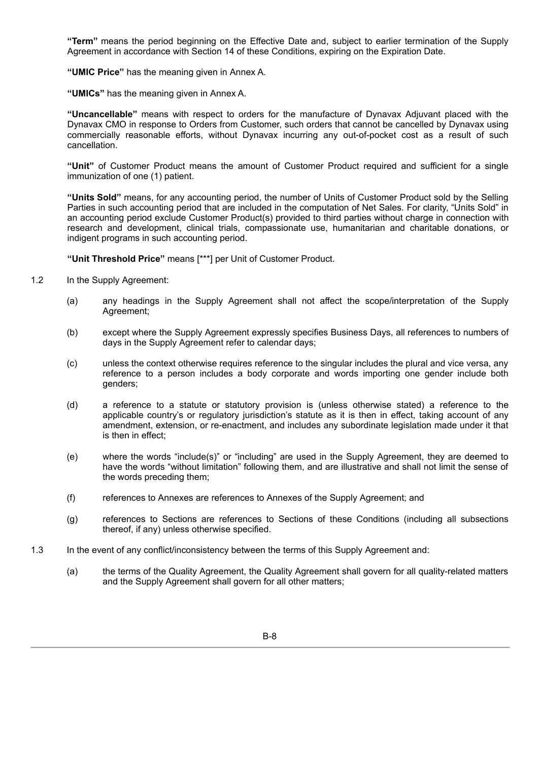**"Term"** means the period beginning on the Effective Date and, subject to earlier termination of the Supply Agreement in accordance with Section 14 of these Conditions, expiring on the Expiration Date.

**"UMIC Price"** has the meaning given in Annex A.

**"UMICs"** has the meaning given in Annex A.

**"Uncancellable"** means with respect to orders for the manufacture of Dynavax Adjuvant placed with the Dynavax CMO in response to Orders from Customer, such orders that cannot be cancelled by Dynavax using commercially reasonable efforts, without Dynavax incurring any out-of-pocket cost as a result of such cancellation.

**"Unit"** of Customer Product means the amount of Customer Product required and sufficient for a single immunization of one (1) patient.

**"Units Sold"** means, for any accounting period, the number of Units of Customer Product sold by the Selling Parties in such accounting period that are included in the computation of Net Sales. For clarity, "Units Sold" in an accounting period exclude Customer Product(s) provided to third parties without charge in connection with research and development, clinical trials, compassionate use, humanitarian and charitable donations, or indigent programs in such accounting period.

**"Unit Threshold Price"** means [***] per Unit of Customer Product.

1.2 In the Supply Agreement:

(a) any headings in the Supply Agreement shall not affect the scope/interpretation of the Supply Agreement;

(b) except where the Supply Agreement expressly specifies Business Days, all references to numbers of days in the Supply Agreement refer to calendar days;

(c) unless the context otherwise requires reference to the singular includes the plural and vice versa, any reference to a person includes a body corporate and words importing one gender include both genders;

(d) a reference to a statute or statutory provision is (unless otherwise stated) a reference to the applicable country's or regulatory jurisdiction's statute as it is then in effect, taking account of any amendment, extension, or re-enactment, and includes any subordinate legislation made under it that is then in effect;

(e) where the words "include(s)" or "including" are used in the Supply Agreement, they are deemed to have the words "without limitation" following them, and are illustrative and shall not limit the sense of the words preceding them;

(f) references to Annexes are references to Annexes of the Supply Agreement; and

(g) references to Sections are references to Sections of these Conditions (including all subsections thereof, if any) unless otherwise specified.

1.3 In the event of any conflict/inconsistency between the terms of this Supply Agreement and:

(a) the terms of the Quality Agreement, the Quality Agreement shall govern for all quality-related matters and the Supply Agreement shall govern for all other matters;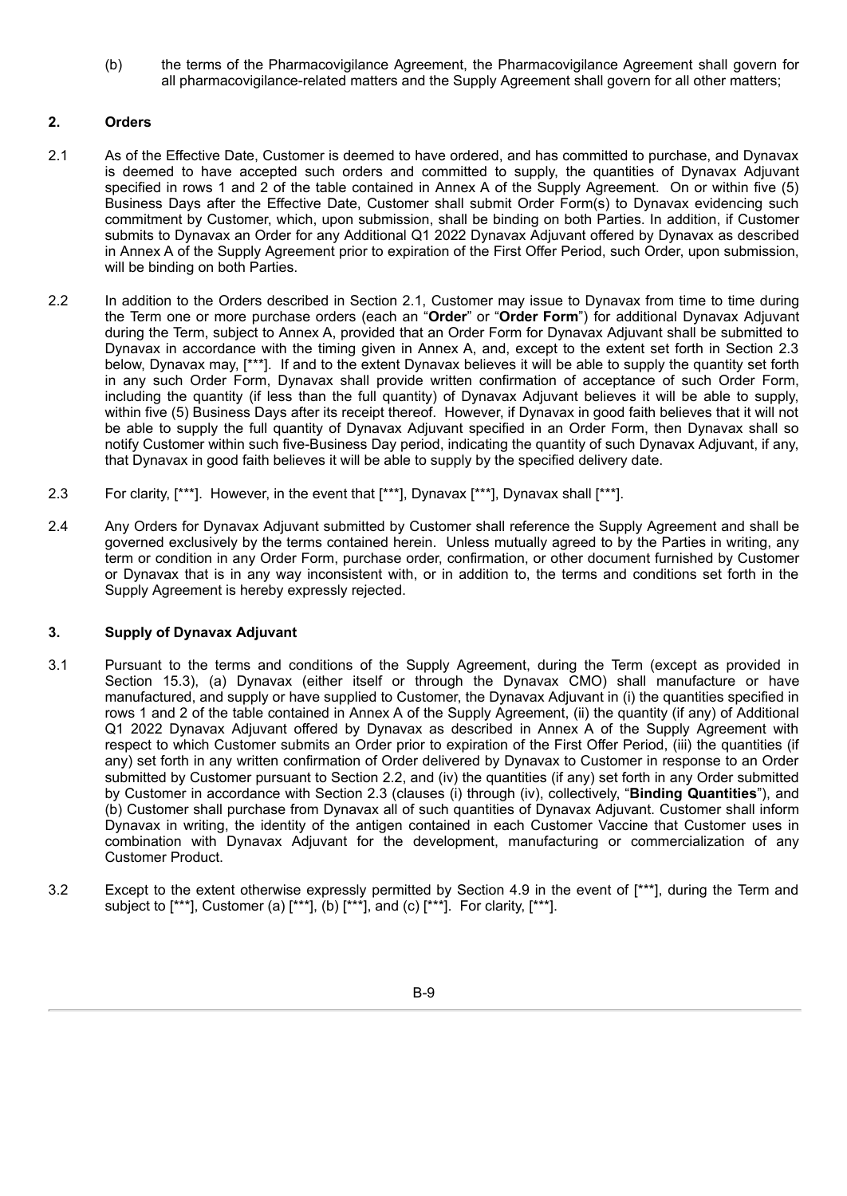(b) the terms of the Pharmacovigilance Agreement, the Pharmacovigilance Agreement shall govern for all pharmacovigilance-related matters and the Supply Agreement shall govern for all other matters;

## 2. Orders

2.1 As of the Effective Date, Customer is deemed to have ordered, and has committed to purchase, and Dynavax is deemed to have accepted such orders and committed to supply, the quantities of Dynavax Adjuvant specified in rows 1 and 2 of the table contained in Annex A of the Supply Agreement. On or within five (5) Business Days after the Effective Date, Customer shall submit Order Form(s) to Dynavax evidencing such commitment by Customer, which, upon submission, shall be binding on both Parties. In addition, if Customer submits to Dynavax an Order for any Additional Q1 2022 Dynavax Adjuvant offered by Dynavax as described in Annex A of the Supply Agreement prior to expiration of the First Offer Period, such Order, upon submission, will be binding on both Parties.

2.2 In addition to the Orders described in Section 2.1, Customer may issue to Dynavax from time to time during the Term one or more purchase orders (each an "**Order**" or "**Order Form**") for additional Dynavax Adjuvant during the Term, subject to Annex A, provided that an Order Form for Dynavax Adjuvant shall be submitted to Dynavax in accordance with the timing given in Annex A, and, except to the extent set forth in Section 2.3 below, Dynavax may, [***]. If and to the extent Dynavax believes it will be able to supply the quantity set forth in any such Order Form, Dynavax shall provide written confirmation of acceptance of such Order Form, including the quantity (if less than the full quantity) of Dynavax Adjuvant believes it will be able to supply, within five (5) Business Days after its receipt thereof. However, if Dynavax in good faith believes that it will not be able to supply the full quantity of Dynavax Adjuvant specified in an Order Form, then Dynavax shall so notify Customer within such five-Business Day period, indicating the quantity of such Dynavax Adjuvant, if any, that Dynavax in good faith believes it will be able to supply by the specified delivery date.

2.3 For clarity, [***]. However, in the event that [***], Dynavax [***], Dynavax shall [***].

2.4 Any Orders for Dynavax Adjuvant submitted by Customer shall reference the Supply Agreement and shall be governed exclusively by the terms contained herein. Unless mutually agreed to by the Parties in writing, any term or condition in any Order Form, purchase order, confirmation, or other document furnished by Customer or Dynavax that is in any way inconsistent with, or in addition to, the terms and conditions set forth in the Supply Agreement is hereby expressly rejected.

## 3. Supply of Dynavax Adjuvant

3.1 Pursuant to the terms and conditions of the Supply Agreement, during the Term (except as provided in Section 15.3), (a) Dynavax (either itself or through the Dynavax CMO) shall manufacture or have manufactured, and supply or have supplied to Customer, the Dynavax Adjuvant in (i) the quantities specified in rows 1 and 2 of the table contained in Annex A of the Supply Agreement, (ii) the quantity (if any) of Additional Q1 2022 Dynavax Adjuvant offered by Dynavax as described in Annex A of the Supply Agreement with respect to which Customer submits an Order prior to expiration of the First Offer Period, (iii) the quantities (if any) set forth in any written confirmation of Order delivered by Dynavax to Customer in response to an Order submitted by Customer pursuant to Section 2.2, and (iv) the quantities (if any) set forth in any Order submitted by Customer in accordance with Section 2.3 (clauses (i) through (iv), collectively, "**Binding Quantities**"), and (b) Customer shall purchase from Dynavax all of such quantities of Dynavax Adjuvant. Customer shall inform Dynavax in writing, the identity of the antigen contained in each Customer Vaccine that Customer uses in combination with Dynavax Adjuvant for the development, manufacturing or commercialization of any Customer Product.

3.2 Except to the extent otherwise expressly permitted by Section 4.9 in the event of [***], during the Term and subject to [***], Customer (a) [***], (b) [***], and (c) [***]. For clarity, [***].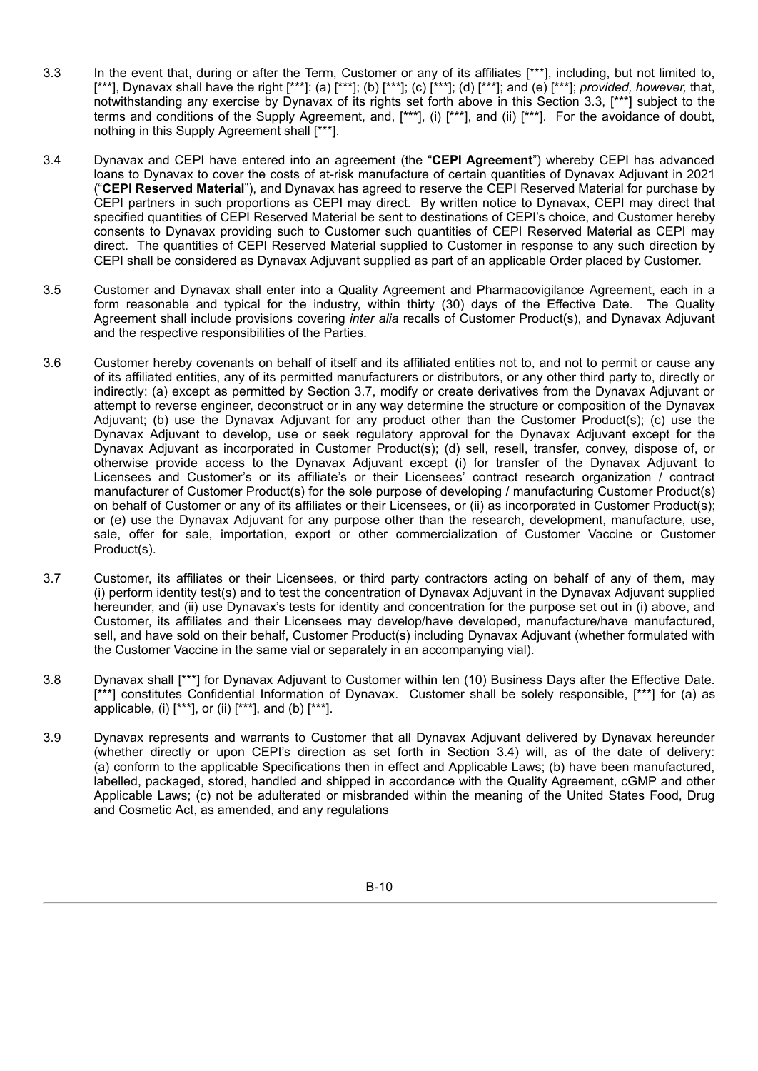3.3 In the event that, during or after the Term, Customer or any of its affiliates [***], including, but not limited to, [***], Dynavax shall have the right [***]: (a) [***]; (b) [***]; (c) [***]; (d) [***]; and (e) [***]; *provided, however,* that, notwithstanding any exercise by Dynavax of its rights set forth above in this Section 3.3, [***] subject to the terms and conditions of the Supply Agreement, and, [***], (i) [***], and (ii) [***]. For the avoidance of doubt, nothing in this Supply Agreement shall [***].

3.4 Dynavax and CEPI have entered into an agreement (the "**CEPI Agreement**") whereby CEPI has advanced loans to Dynavax to cover the costs of at-risk manufacture of certain quantities of Dynavax Adjuvant in 2021 ("**CEPI Reserved Material**"), and Dynavax has agreed to reserve the CEPI Reserved Material for purchase by CEPI partners in such proportions as CEPI may direct. By written notice to Dynavax, CEPI may direct that specified quantities of CEPI Reserved Material be sent to destinations of CEPI's choice, and Customer hereby consents to Dynavax providing such to Customer such quantities of CEPI Reserved Material as CEPI may direct. The quantities of CEPI Reserved Material supplied to Customer in response to any such direction by CEPI shall be considered as Dynavax Adjuvant supplied as part of an applicable Order placed by Customer.

3.5 Customer and Dynavax shall enter into a Quality Agreement and Pharmacovigilance Agreement, each in a form reasonable and typical for the industry, within thirty (30) days of the Effective Date. The Quality Agreement shall include provisions covering *inter alia* recalls of Customer Product(s), and Dynavax Adjuvant and the respective responsibilities of the Parties.

3.6 Customer hereby covenants on behalf of itself and its affiliated entities not to, and not to permit or cause any of its affiliated entities, any of its permitted manufacturers or distributors, or any other third party to, directly or indirectly: (a) except as permitted by Section 3.7, modify or create derivatives from the Dynavax Adjuvant or attempt to reverse engineer, deconstruct or in any way determine the structure or composition of the Dynavax Adjuvant; (b) use the Dynavax Adjuvant for any product other than the Customer Product(s); (c) use the Dynavax Adjuvant to develop, use or seek regulatory approval for the Dynavax Adjuvant except for the Dynavax Adjuvant as incorporated in Customer Product(s); (d) sell, resell, transfer, convey, dispose of, or otherwise provide access to the Dynavax Adjuvant except (i) for transfer of the Dynavax Adjuvant to Licensees and Customer's or its affiliate's or their Licensees' contract research organization / contract manufacturer of Customer Product(s) for the sole purpose of developing / manufacturing Customer Product(s) on behalf of Customer or any of its affiliates or their Licensees, or (ii) as incorporated in Customer Product(s); or (e) use the Dynavax Adjuvant for any purpose other than the research, development, manufacture, use, sale, offer for sale, importation, export or other commercialization of Customer Vaccine or Customer Product(s).

3.7 Customer, its affiliates or their Licensees, or third party contractors acting on behalf of any of them, may (i) perform identity test(s) and to test the concentration of Dynavax Adjuvant in the Dynavax Adjuvant supplied hereunder, and (ii) use Dynavax's tests for identity and concentration for the purpose set out in (i) above, and Customer, its affiliates and their Licensees may develop/have developed, manufacture/have manufactured, sell, and have sold on their behalf, Customer Product(s) including Dynavax Adjuvant (whether formulated with the Customer Vaccine in the same vial or separately in an accompanying vial).

3.8 Dynavax shall [***] for Dynavax Adjuvant to Customer within ten (10) Business Days after the Effective Date. [***] constitutes Confidential Information of Dynavax. Customer shall be solely responsible, [***] for (a) as applicable, (i) [***], or (ii) [***], and (b) [***].

3.9 Dynavax represents and warrants to Customer that all Dynavax Adjuvant delivered by Dynavax hereunder (whether directly or upon CEPI's direction as set forth in Section 3.4) will, as of the date of delivery: (a) conform to the applicable Specifications then in effect and Applicable Laws; (b) have been manufactured, labelled, packaged, stored, handled and shipped in accordance with the Quality Agreement, cGMP and other Applicable Laws; (c) not be adulterated or misbranded within the meaning of the United States Food, Drug and Cosmetic Act, as amended, and any regulations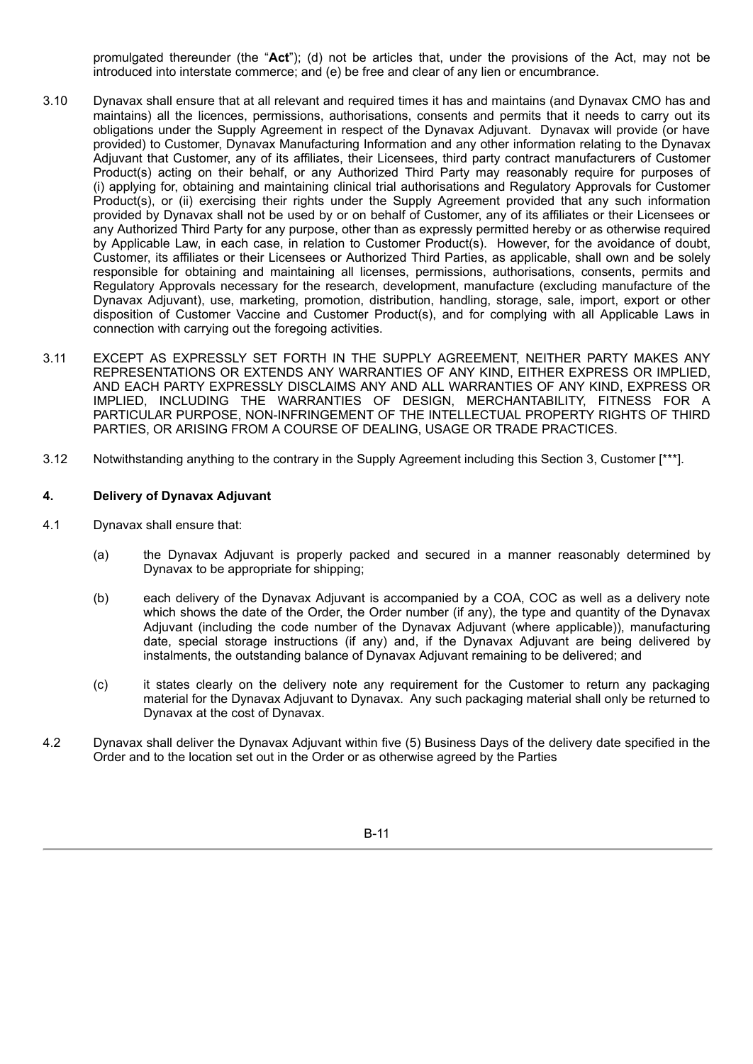promulgated thereunder (the "**Act**"); (d) not be articles that, under the provisions of the Act, may not be introduced into interstate commerce; and (e) be free and clear of any lien or encumbrance.

3.10 Dynavax shall ensure that at all relevant and required times it has and maintains (and Dynavax CMO has and maintains) all the licences, permissions, authorisations, consents and permits that it needs to carry out its obligations under the Supply Agreement in respect of the Dynavax Adjuvant. Dynavax will provide (or have provided) to Customer, Dynavax Manufacturing Information and any other information relating to the Dynavax Adjuvant that Customer, any of its affiliates, their Licensees, third party contract manufacturers of Customer Product(s) acting on their behalf, or any Authorized Third Party may reasonably require for purposes of (i) applying for, obtaining and maintaining clinical trial authorisations and Regulatory Approvals for Customer Product(s), or (ii) exercising their rights under the Supply Agreement provided that any such information provided by Dynavax shall not be used by or on behalf of Customer, any of its affiliates or their Licensees or any Authorized Third Party for any purpose, other than as expressly permitted hereby or as otherwise required by Applicable Law, in each case, in relation to Customer Product(s). However, for the avoidance of doubt, Customer, its affiliates or their Licensees or Authorized Third Parties, as applicable, shall own and be solely responsible for obtaining and maintaining all licenses, permissions, authorisations, consents, permits and Regulatory Approvals necessary for the research, development, manufacture (excluding manufacture of the Dynavax Adjuvant), use, marketing, promotion, distribution, handling, storage, sale, import, export or other disposition of Customer Vaccine and Customer Product(s), and for complying with all Applicable Laws in connection with carrying out the foregoing activities.

3.11 EXCEPT AS EXPRESSLY SET FORTH IN THE SUPPLY AGREEMENT, NEITHER PARTY MAKES ANY REPRESENTATIONS OR EXTENDS ANY WARRANTIES OF ANY KIND, EITHER EXPRESS OR IMPLIED, AND EACH PARTY EXPRESSLY DISCLAIMS ANY AND ALL WARRANTIES OF ANY KIND, EXPRESS OR IMPLIED, INCLUDING THE WARRANTIES OF DESIGN, MERCHANTABILITY, FITNESS FOR A PARTICULAR PURPOSE, NON-INFRINGEMENT OF THE INTELLECTUAL PROPERTY RIGHTS OF THIRD PARTIES, OR ARISING FROM A COURSE OF DEALING, USAGE OR TRADE PRACTICES.

3.12 Notwithstanding anything to the contrary in the Supply Agreement including this Section 3, Customer [***].

**4. Delivery of Dynavax Adjuvant**

4.1 Dynavax shall ensure that:

(a) the Dynavax Adjuvant is properly packed and secured in a manner reasonably determined by Dynavax to be appropriate for shipping;

(b) each delivery of the Dynavax Adjuvant is accompanied by a COA, COC as well as a delivery note which shows the date of the Order, the Order number (if any), the type and quantity of the Dynavax Adjuvant (including the code number of the Dynavax Adjuvant (where applicable)), manufacturing date, special storage instructions (if any) and, if the Dynavax Adjuvant are being delivered by instalments, the outstanding balance of Dynavax Adjuvant remaining to be delivered; and

(c) it states clearly on the delivery note any requirement for the Customer to return any packaging material for the Dynavax Adjuvant to Dynavax. Any such packaging material shall only be returned to Dynavax at the cost of Dynavax.

4.2 Dynavax shall deliver the Dynavax Adjuvant within five (5) Business Days of the delivery date specified in the Order and to the location set out in the Order or as otherwise agreed by the Parties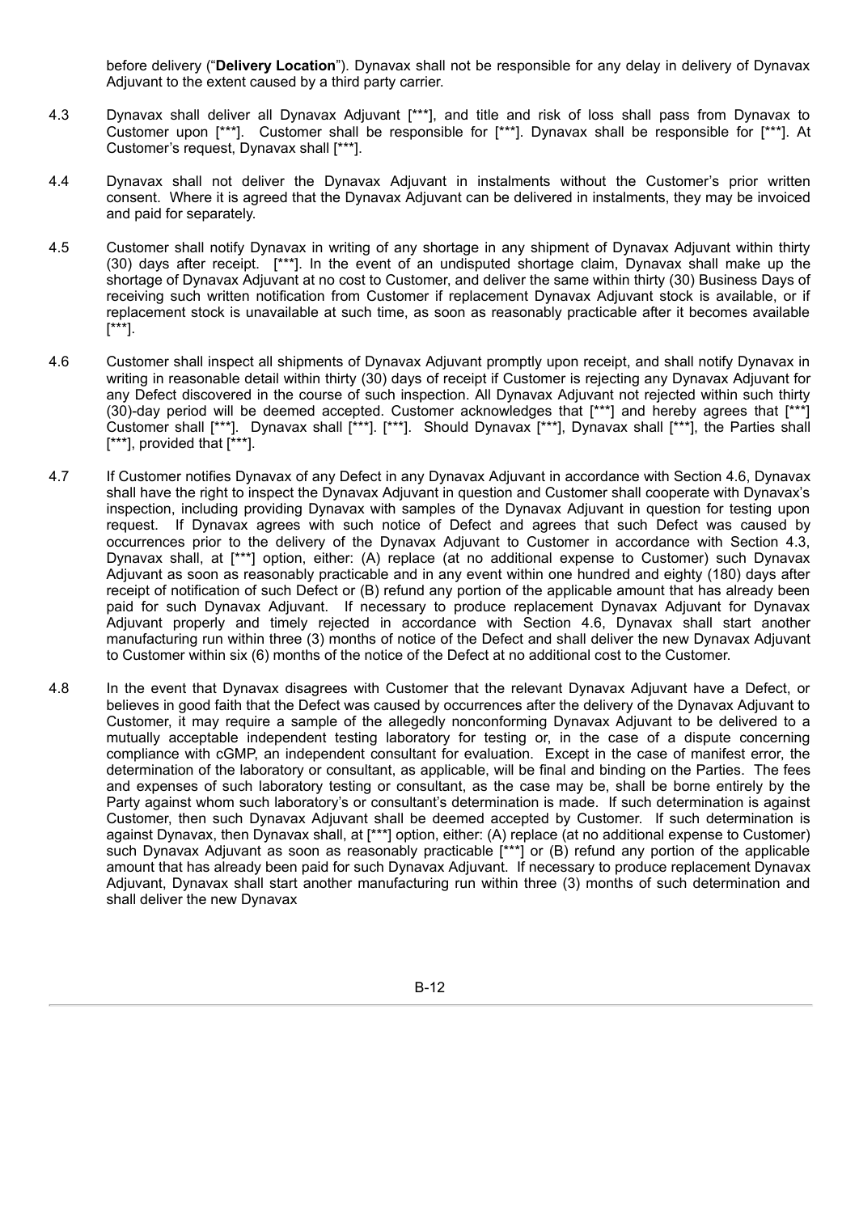before delivery ("**Delivery Location**"). Dynavax shall not be responsible for any delay in delivery of Dynavax Adjuvant to the extent caused by a third party carrier.

4.3 Dynavax shall deliver all Dynavax Adjuvant [***], and title and risk of loss shall pass from Dynavax to Customer upon [***]. Customer shall be responsible for [***]. Dynavax shall be responsible for [***]. At Customer's request, Dynavax shall [***].

4.4 Dynavax shall not deliver the Dynavax Adjuvant in instalments without the Customer's prior written consent. Where it is agreed that the Dynavax Adjuvant can be delivered in instalments, they may be invoiced and paid for separately.

4.5 Customer shall notify Dynavax in writing of any shortage in any shipment of Dynavax Adjuvant within thirty (30) days after receipt. [***]. In the event of an undisputed shortage claim, Dynavax shall make up the shortage of Dynavax Adjuvant at no cost to Customer, and deliver the same within thirty (30) Business Days of receiving such written notification from Customer if replacement Dynavax Adjuvant stock is available, or if replacement stock is unavailable at such time, as soon as reasonably practicable after it becomes available [***].

4.6 Customer shall inspect all shipments of Dynavax Adjuvant promptly upon receipt, and shall notify Dynavax in writing in reasonable detail within thirty (30) days of receipt if Customer is rejecting any Dynavax Adjuvant for any Defect discovered in the course of such inspection. All Dynavax Adjuvant not rejected within such thirty (30)-day period will be deemed accepted. Customer acknowledges that [***] and hereby agrees that [***] Customer shall [***]. Dynavax shall [***]. [***]. Should Dynavax [***], Dynavax shall [***], the Parties shall [***], provided that [***].

4.7 If Customer notifies Dynavax of any Defect in any Dynavax Adjuvant in accordance with Section 4.6, Dynavax shall have the right to inspect the Dynavax Adjuvant in question and Customer shall cooperate with Dynavax's inspection, including providing Dynavax with samples of the Dynavax Adjuvant in question for testing upon request. If Dynavax agrees with such notice of Defect and agrees that such Defect was caused by occurrences prior to the delivery of the Dynavax Adjuvant to Customer in accordance with Section 4.3, Dynavax shall, at [***] option, either: (A) replace (at no additional expense to Customer) such Dynavax Adjuvant as soon as reasonably practicable and in any event within one hundred and eighty (180) days after receipt of notification of such Defect or (B) refund any portion of the applicable amount that has already been paid for such Dynavax Adjuvant. If necessary to produce replacement Dynavax Adjuvant for Dynavax Adjuvant properly and timely rejected in accordance with Section 4.6, Dynavax shall start another manufacturing run within three (3) months of notice of the Defect and shall deliver the new Dynavax Adjuvant to Customer within six (6) months of the notice of the Defect at no additional cost to the Customer.

4.8 In the event that Dynavax disagrees with Customer that the relevant Dynavax Adjuvant have a Defect, or believes in good faith that the Defect was caused by occurrences after the delivery of the Dynavax Adjuvant to Customer, it may require a sample of the allegedly nonconforming Dynavax Adjuvant to be delivered to a mutually acceptable independent testing laboratory for testing or, in the case of a dispute concerning compliance with cGMP, an independent consultant for evaluation. Except in the case of manifest error, the determination of the laboratory or consultant, as applicable, will be final and binding on the Parties. The fees and expenses of such laboratory testing or consultant, as the case may be, shall be borne entirely by the Party against whom such laboratory's or consultant's determination is made. If such determination is against Customer, then such Dynavax Adjuvant shall be deemed accepted by Customer. If such determination is against Dynavax, then Dynavax shall, at [***] option, either: (A) replace (at no additional expense to Customer) such Dynavax Adjuvant as soon as reasonably practicable [***] or (B) refund any portion of the applicable amount that has already been paid for such Dynavax Adjuvant. If necessary to produce replacement Dynavax Adjuvant, Dynavax shall start another manufacturing run within three (3) months of such determination and shall deliver the new Dynavax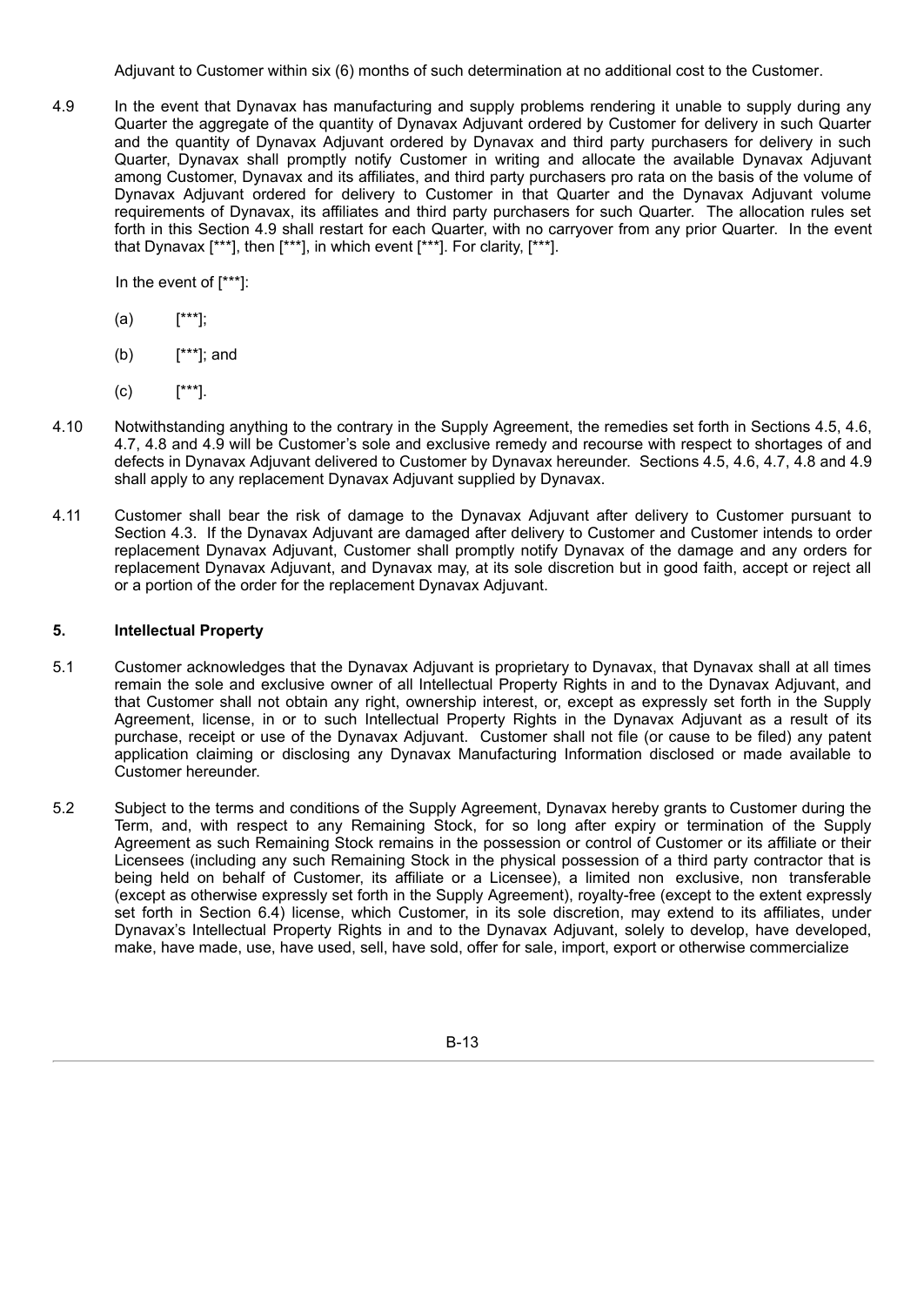Adjuvant to Customer within six (6) months of such determination at no additional cost to the Customer.

4.9 In the event that Dynavax has manufacturing and supply problems rendering it unable to supply during any Quarter the aggregate of the quantity of Dynavax Adjuvant ordered by Customer for delivery in such Quarter and the quantity of Dynavax Adjuvant ordered by Dynavax and third party purchasers for delivery in such Quarter, Dynavax shall promptly notify Customer in writing and allocate the available Dynavax Adjuvant among Customer, Dynavax and its affiliates, and third party purchasers pro rata on the basis of the volume of Dynavax Adjuvant ordered for delivery to Customer in that Quarter and the Dynavax Adjuvant volume requirements of Dynavax, its affiliates and third party purchasers for such Quarter. The allocation rules set forth in this Section 4.9 shall restart for each Quarter, with no carryover from any prior Quarter. In the event that Dynavax [***], then [***], in which event [***]. For clarity, [***].

In the event of [***]:

(a) [***];

(b) [***]; and

(c) [***].

4.10 Notwithstanding anything to the contrary in the Supply Agreement, the remedies set forth in Sections 4.5, 4.6, 4.7, 4.8 and 4.9 will be Customer's sole and exclusive remedy and recourse with respect to shortages of and defects in Dynavax Adjuvant delivered to Customer by Dynavax hereunder. Sections 4.5, 4.6, 4.7, 4.8 and 4.9 shall apply to any replacement Dynavax Adjuvant supplied by Dynavax.

4.11 Customer shall bear the risk of damage to the Dynavax Adjuvant after delivery to Customer pursuant to Section 4.3. If the Dynavax Adjuvant are damaged after delivery to Customer and Customer intends to order replacement Dynavax Adjuvant, Customer shall promptly notify Dynavax of the damage and any orders for replacement Dynavax Adjuvant, and Dynavax may, at its sole discretion but in good faith, accept or reject all or a portion of the order for the replacement Dynavax Adjuvant.

## 5. Intellectual Property

5.1 Customer acknowledges that the Dynavax Adjuvant is proprietary to Dynavax, that Dynavax shall at all times remain the sole and exclusive owner of all Intellectual Property Rights in and to the Dynavax Adjuvant, and that Customer shall not obtain any right, ownership interest, or, except as expressly set forth in the Supply Agreement, license, in or to such Intellectual Property Rights in the Dynavax Adjuvant as a result of its purchase, receipt or use of the Dynavax Adjuvant. Customer shall not file (or cause to be filed) any patent application claiming or disclosing any Dynavax Manufacturing Information disclosed or made available to Customer hereunder.

5.2 Subject to the terms and conditions of the Supply Agreement, Dynavax hereby grants to Customer during the Term, and, with respect to any Remaining Stock, for so long after expiry or termination of the Supply Agreement as such Remaining Stock remains in the possession or control of Customer or its affiliate or their Licensees (including any such Remaining Stock in the physical possession of a third party contractor that is being held on behalf of Customer, its affiliate or a Licensee), a limited non exclusive, non transferable (except as otherwise expressly set forth in the Supply Agreement), royalty-free (except to the extent expressly set forth in Section 6.4) license, which Customer, in its sole discretion, may extend to its affiliates, under Dynavax's Intellectual Property Rights in and to the Dynavax Adjuvant, solely to develop, have developed, make, have made, use, have used, sell, have sold, offer for sale, import, export or otherwise commercialize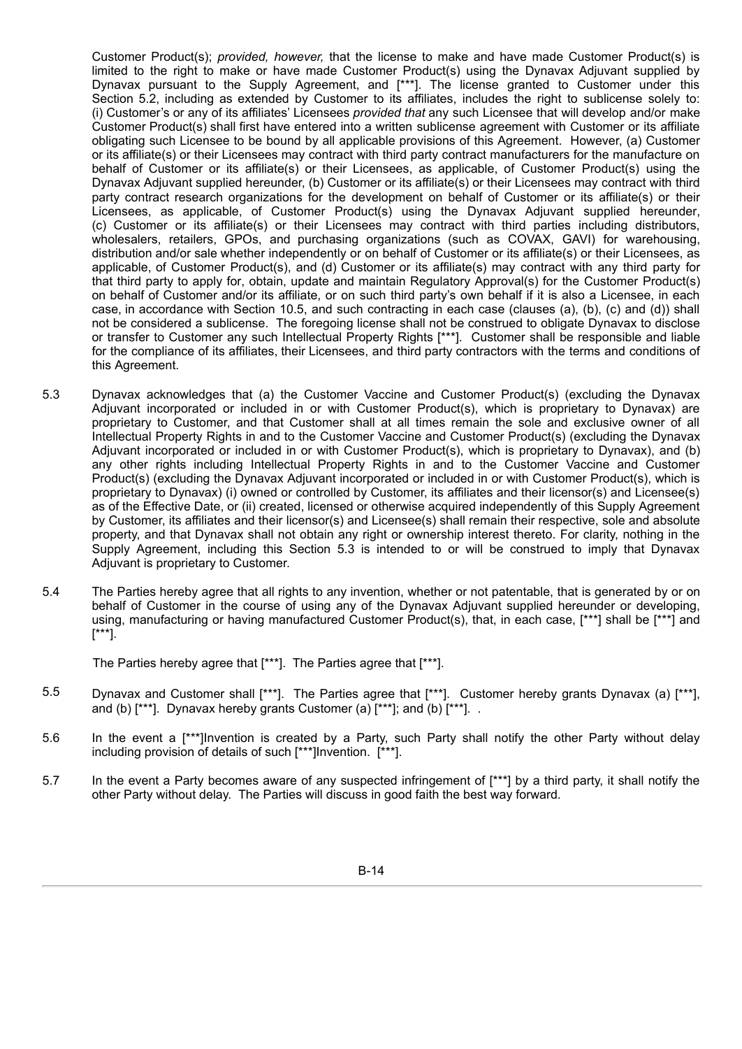Customer Product(s); *provided, however,* that the license to make and have made Customer Product(s) is limited to the right to make or have made Customer Product(s) using the Dynavax Adjuvant supplied by Dynavax pursuant to the Supply Agreement, and [***]. The license granted to Customer under this Section 5.2, including as extended by Customer to its affiliates, includes the right to sublicense solely to: (i) Customer's or any of its affiliates' Licensees *provided that* any such Licensee that will develop and/or make Customer Product(s) shall first have entered into a written sublicense agreement with Customer or its affiliate obligating such Licensee to be bound by all applicable provisions of this Agreement. However, (a) Customer or its affiliate(s) or their Licensees may contract with third party contract manufacturers for the manufacture on behalf of Customer or its affiliate(s) or their Licensees, as applicable, of Customer Product(s) using the Dynavax Adjuvant supplied hereunder, (b) Customer or its affiliate(s) or their Licensees may contract with third party contract research organizations for the development on behalf of Customer or its affiliate(s) or their Licensees, as applicable, of Customer Product(s) using the Dynavax Adjuvant supplied hereunder, (c) Customer or its affiliate(s) or their Licensees may contract with third parties including distributors, wholesalers, retailers, GPOs, and purchasing organizations (such as COVAX, GAVI) for warehousing, distribution and/or sale whether independently or on behalf of Customer or its affiliate(s) or their Licensees, as applicable, of Customer Product(s), and (d) Customer or its affiliate(s) may contract with any third party for that third party to apply for, obtain, update and maintain Regulatory Approval(s) for the Customer Product(s) on behalf of Customer and/or its affiliate, or on such third party's own behalf if it is also a Licensee, in each case, in accordance with Section 10.5, and such contracting in each case (clauses (a), (b), (c) and (d)) shall not be considered a sublicense. The foregoing license shall not be construed to obligate Dynavax to disclose or transfer to Customer any such Intellectual Property Rights [***]. Customer shall be responsible and liable for the compliance of its affiliates, their Licensees, and third party contractors with the terms and conditions of this Agreement.

5.3 Dynavax acknowledges that (a) the Customer Vaccine and Customer Product(s) (excluding the Dynavax Adjuvant incorporated or included in or with Customer Product(s), which is proprietary to Dynavax) are proprietary to Customer, and that Customer shall at all times remain the sole and exclusive owner of all Intellectual Property Rights in and to the Customer Vaccine and Customer Product(s) (excluding the Dynavax Adjuvant incorporated or included in or with Customer Product(s), which is proprietary to Dynavax), and (b) any other rights including Intellectual Property Rights in and to the Customer Vaccine and Customer Product(s) (excluding the Dynavax Adjuvant incorporated or included in or with Customer Product(s), which is proprietary to Dynavax) (i) owned or controlled by Customer, its affiliates and their licensor(s) and Licensee(s) as of the Effective Date, or (ii) created, licensed or otherwise acquired independently of this Supply Agreement by Customer, its affiliates and their licensor(s) and Licensee(s) shall remain their respective, sole and absolute property, and that Dynavax shall not obtain any right or ownership interest thereto. For clarity, nothing in the Supply Agreement, including this Section 5.3 is intended to or will be construed to imply that Dynavax Adjuvant is proprietary to Customer.

5.4 The Parties hereby agree that all rights to any invention, whether or not patentable, that is generated by or on behalf of Customer in the course of using any of the Dynavax Adjuvant supplied hereunder or developing, using, manufacturing or having manufactured Customer Product(s), that, in each case, [***] shall be [***] and [***].

The Parties hereby agree that [***]. The Parties agree that [***].

5.5 Dynavax and Customer shall [***]. The Parties agree that [***]. Customer hereby grants Dynavax (a) [***], and (b) [***]. Dynavax hereby grants Customer (a) [***]; and (b) [***]. .

5.6 In the event a [***]Invention is created by a Party, such Party shall notify the other Party without delay including provision of details of such [***]Invention. [***].

5.7 In the event a Party becomes aware of any suspected infringement of [***] by a third party, it shall notify the other Party without delay. The Parties will discuss in good faith the best way forward.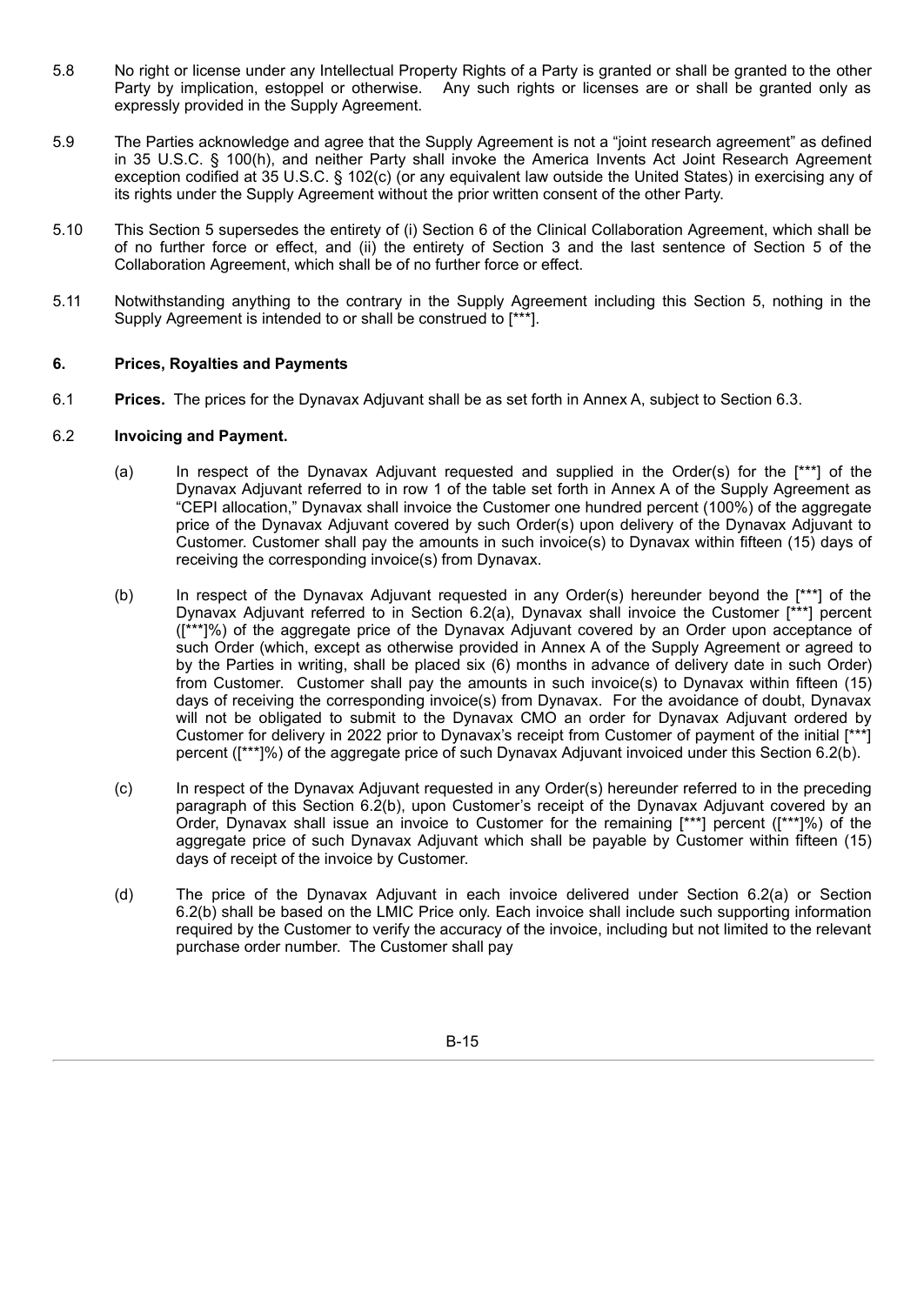5.8 No right or license under any Intellectual Property Rights of a Party is granted or shall be granted to the other Party by implication, estoppel or otherwise. Any such rights or licenses are or shall be granted only as expressly provided in the Supply Agreement.

5.9 The Parties acknowledge and agree that the Supply Agreement is not a "joint research agreement" as defined in 35 U.S.C. § 100(h), and neither Party shall invoke the America Invents Act Joint Research Agreement exception codified at 35 U.S.C. § 102(c) (or any equivalent law outside the United States) in exercising any of its rights under the Supply Agreement without the prior written consent of the other Party.

5.10 This Section 5 supersedes the entirety of (i) Section 6 of the Clinical Collaboration Agreement, which shall be of no further force or effect, and (ii) the entirety of Section 3 and the last sentence of Section 5 of the Collaboration Agreement, which shall be of no further force or effect.

5.11 Notwithstanding anything to the contrary in the Supply Agreement including this Section 5, nothing in the Supply Agreement is intended to or shall be construed to [***].

## 6. Prices, Royalties and Payments

6.1 **Prices.** The prices for the Dynavax Adjuvant shall be as set forth in Annex A, subject to Section 6.3.

6.2 **Invoicing and Payment.**

(a) In respect of the Dynavax Adjuvant requested and supplied in the Order(s) for the [***] of the Dynavax Adjuvant referred to in row 1 of the table set forth in Annex A of the Supply Agreement as "CEPI allocation," Dynavax shall invoice the Customer one hundred percent (100%) of the aggregate price of the Dynavax Adjuvant covered by such Order(s) upon delivery of the Dynavax Adjuvant to Customer. Customer shall pay the amounts in such invoice(s) to Dynavax within fifteen (15) days of receiving the corresponding invoice(s) from Dynavax.

(b) In respect of the Dynavax Adjuvant requested in any Order(s) hereunder beyond the [***] of the Dynavax Adjuvant referred to in Section 6.2(a), Dynavax shall invoice the Customer [***] percent ([***]%) of the aggregate price of the Dynavax Adjuvant covered by an Order upon acceptance of such Order (which, except as otherwise provided in Annex A of the Supply Agreement or agreed to by the Parties in writing, shall be placed six (6) months in advance of delivery date in such Order) from Customer. Customer shall pay the amounts in such invoice(s) to Dynavax within fifteen (15) days of receiving the corresponding invoice(s) from Dynavax. For the avoidance of doubt, Dynavax will not be obligated to submit to the Dynavax CMO an order for Dynavax Adjuvant ordered by Customer for delivery in 2022 prior to Dynavax's receipt from Customer of payment of the initial [***] percent ([***]%) of the aggregate price of such Dynavax Adjuvant invoiced under this Section 6.2(b).

(c) In respect of the Dynavax Adjuvant requested in any Order(s) hereunder referred to in the preceding paragraph of this Section 6.2(b), upon Customer's receipt of the Dynavax Adjuvant covered by an Order, Dynavax shall issue an invoice to Customer for the remaining [***] percent ([***]%) of the aggregate price of such Dynavax Adjuvant which shall be payable by Customer within fifteen (15) days of receipt of the invoice by Customer.

(d) The price of the Dynavax Adjuvant in each invoice delivered under Section 6.2(a) or Section 6.2(b) shall be based on the LMIC Price only. Each invoice shall include such supporting information required by the Customer to verify the accuracy of the invoice, including but not limited to the relevant purchase order number. The Customer shall pay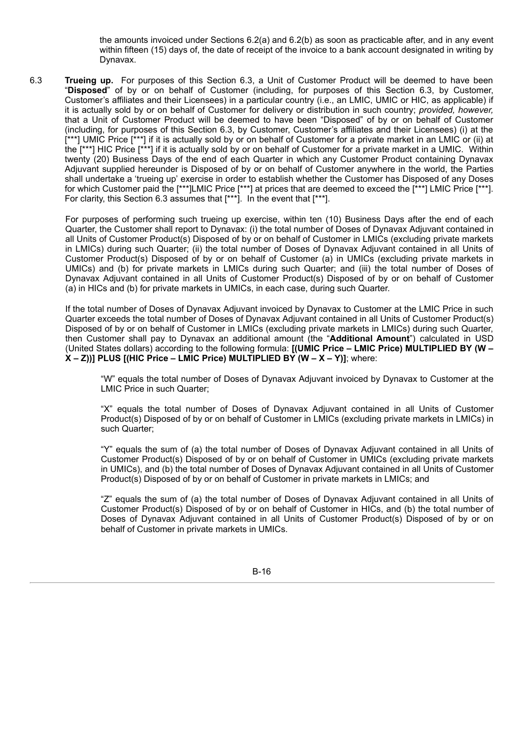the amounts invoiced under Sections 6.2(a) and 6.2(b) as soon as practicable after, and in any event within fifteen (15) days of, the date of receipt of the invoice to a bank account designated in writing by Dynavax.

6.3 **Trueing up.** For purposes of this Section 6.3, a Unit of Customer Product will be deemed to have been "**Disposed**" of by or on behalf of Customer (including, for purposes of this Section 6.3, by Customer, Customer's affiliates and their Licensees) in a particular country (i.e., an LMIC, UMIC or HIC, as applicable) if it is actually sold by or on behalf of Customer for delivery or distribution in such country; *provided, however,* that a Unit of Customer Product will be deemed to have been "Disposed" of by or on behalf of Customer (including, for purposes of this Section 6.3, by Customer, Customer's affiliates and their Licensees) (i) at the [***] UMIC Price [***] if it is actually sold by or on behalf of Customer for a private market in an LMIC or (ii) at the [***] HIC Price [***] if it is actually sold by or on behalf of Customer for a private market in a UMIC. Within twenty (20) Business Days of the end of each Quarter in which any Customer Product containing Dynavax Adjuvant supplied hereunder is Disposed of by or on behalf of Customer anywhere in the world, the Parties shall undertake a 'trueing up' exercise in order to establish whether the Customer has Disposed of any Doses for which Customer paid the [***]LMIC Price [***] at prices that are deemed to exceed the [***] LMIC Price [***]. For clarity, this Section 6.3 assumes that [***]. In the event that [***].

For purposes of performing such trueing up exercise, within ten (10) Business Days after the end of each Quarter, the Customer shall report to Dynavax: (i) the total number of Doses of Dynavax Adjuvant contained in all Units of Customer Product(s) Disposed of by or on behalf of Customer in LMICs (excluding private markets in LMICs) during such Quarter; (ii) the total number of Doses of Dynavax Adjuvant contained in all Units of Customer Product(s) Disposed of by or on behalf of Customer (a) in UMICs (excluding private markets in UMICs) and (b) for private markets in LMICs during such Quarter; and (iii) the total number of Doses of Dynavax Adjuvant contained in all Units of Customer Product(s) Disposed of by or on behalf of Customer (a) in HICs and (b) for private markets in UMICs, in each case, during such Quarter.

If the total number of Doses of Dynavax Adjuvant invoiced by Dynavax to Customer at the LMIC Price in such Quarter exceeds the total number of Doses of Dynavax Adjuvant contained in all Units of Customer Product(s) Disposed of by or on behalf of Customer in LMICs (excluding private markets in LMICs) during such Quarter, then Customer shall pay to Dynavax an additional amount (the "**Additional Amount**") calculated in USD (United States dollars) according to the following formula: **[(UMIC Price – LMIC Price) MULTIPLIED BY (W – X – Z))] PLUS [(HIC Price – LMIC Price) MULTIPLIED BY (W – X – Y)]**; where:

"W" equals the total number of Doses of Dynavax Adjuvant invoiced by Dynavax to Customer at the LMIC Price in such Quarter;

"X" equals the total number of Doses of Dynavax Adjuvant contained in all Units of Customer Product(s) Disposed of by or on behalf of Customer in LMICs (excluding private markets in LMICs) in such Quarter;

"Y" equals the sum of (a) the total number of Doses of Dynavax Adjuvant contained in all Units of Customer Product(s) Disposed of by or on behalf of Customer in UMICs (excluding private markets in UMICs), and (b) the total number of Doses of Dynavax Adjuvant contained in all Units of Customer Product(s) Disposed of by or on behalf of Customer in private markets in LMICs; and

"Z" equals the sum of (a) the total number of Doses of Dynavax Adjuvant contained in all Units of Customer Product(s) Disposed of by or on behalf of Customer in HICs, and (b) the total number of Doses of Dynavax Adjuvant contained in all Units of Customer Product(s) Disposed of by or on behalf of Customer in private markets in UMICs.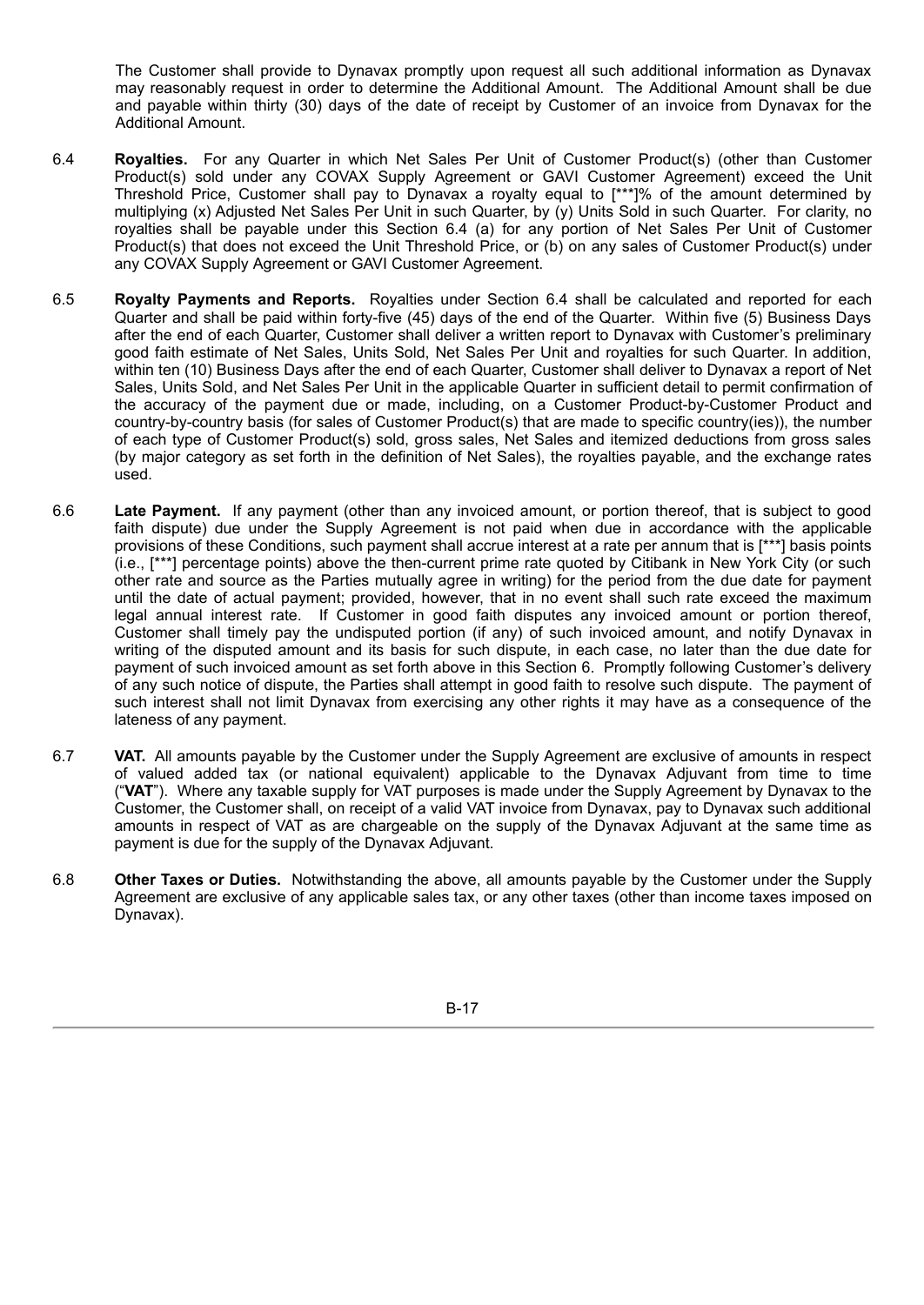The Customer shall provide to Dynavax promptly upon request all such additional information as Dynavax may reasonably request in order to determine the Additional Amount. The Additional Amount shall be due and payable within thirty (30) days of the date of receipt by Customer of an invoice from Dynavax for the Additional Amount.

6.4 **Royalties.** For any Quarter in which Net Sales Per Unit of Customer Product(s) (other than Customer Product(s) sold under any COVAX Supply Agreement or GAVI Customer Agreement) exceed the Unit Threshold Price, Customer shall pay to Dynavax a royalty equal to [***]% of the amount determined by multiplying (x) Adjusted Net Sales Per Unit in such Quarter, by (y) Units Sold in such Quarter. For clarity, no royalties shall be payable under this Section 6.4 (a) for any portion of Net Sales Per Unit of Customer Product(s) that does not exceed the Unit Threshold Price, or (b) on any sales of Customer Product(s) under any COVAX Supply Agreement or GAVI Customer Agreement.

6.5 **Royalty Payments and Reports.** Royalties under Section 6.4 shall be calculated and reported for each Quarter and shall be paid within forty-five (45) days of the end of the Quarter. Within five (5) Business Days after the end of each Quarter, Customer shall deliver a written report to Dynavax with Customer's preliminary good faith estimate of Net Sales, Units Sold, Net Sales Per Unit and royalties for such Quarter. In addition, within ten (10) Business Days after the end of each Quarter, Customer shall deliver to Dynavax a report of Net Sales, Units Sold, and Net Sales Per Unit in the applicable Quarter in sufficient detail to permit confirmation of the accuracy of the payment due or made, including, on a Customer Product-by-Customer Product and country-by-country basis (for sales of Customer Product(s) that are made to specific country(ies)), the number of each type of Customer Product(s) sold, gross sales, Net Sales and itemized deductions from gross sales (by major category as set forth in the definition of Net Sales), the royalties payable, and the exchange rates used.

6.6 **Late Payment.** If any payment (other than any invoiced amount, or portion thereof, that is subject to good faith dispute) due under the Supply Agreement is not paid when due in accordance with the applicable provisions of these Conditions, such payment shall accrue interest at a rate per annum that is [***] basis points (i.e., [***] percentage points) above the then-current prime rate quoted by Citibank in New York City (or such other rate and source as the Parties mutually agree in writing) for the period from the due date for payment until the date of actual payment; provided, however, that in no event shall such rate exceed the maximum legal annual interest rate. If Customer in good faith disputes any invoiced amount or portion thereof, Customer shall timely pay the undisputed portion (if any) of such invoiced amount, and notify Dynavax in writing of the disputed amount and its basis for such dispute, in each case, no later than the due date for payment of such invoiced amount as set forth above in this Section 6. Promptly following Customer's delivery of any such notice of dispute, the Parties shall attempt in good faith to resolve such dispute. The payment of such interest shall not limit Dynavax from exercising any other rights it may have as a consequence of the lateness of any payment.

6.7 **VAT.** All amounts payable by the Customer under the Supply Agreement are exclusive of amounts in respect of valued added tax (or national equivalent) applicable to the Dynavax Adjuvant from time to time ("**VAT**"). Where any taxable supply for VAT purposes is made under the Supply Agreement by Dynavax to the Customer, the Customer shall, on receipt of a valid VAT invoice from Dynavax, pay to Dynavax such additional amounts in respect of VAT as are chargeable on the supply of the Dynavax Adjuvant at the same time as payment is due for the supply of the Dynavax Adjuvant.

6.8 **Other Taxes or Duties.** Notwithstanding the above, all amounts payable by the Customer under the Supply Agreement are exclusive of any applicable sales tax, or any other taxes (other than income taxes imposed on Dynavax).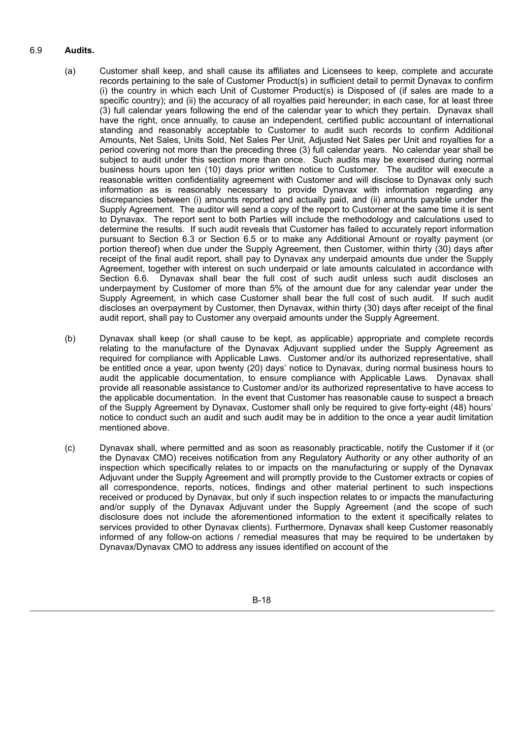6.9 **Audits.**

(a) Customer shall keep, and shall cause its affiliates and Licensees to keep, complete and accurate records pertaining to the sale of Customer Product(s) in sufficient detail to permit Dynavax to confirm (i) the country in which each Unit of Customer Product(s) is Disposed of (if sales are made to a specific country); and (ii) the accuracy of all royalties paid hereunder; in each case, for at least three (3) full calendar years following the end of the calendar year to which they pertain. Dynavax shall have the right, once annually, to cause an independent, certified public accountant of international standing and reasonably acceptable to Customer to audit such records to confirm Additional Amounts, Net Sales, Units Sold, Net Sales Per Unit, Adjusted Net Sales per Unit and royalties for a period covering not more than the preceding three (3) full calendar years. No calendar year shall be subject to audit under this section more than once. Such audits may be exercised during normal business hours upon ten (10) days prior written notice to Customer. The auditor will execute a reasonable written confidentiality agreement with Customer and will disclose to Dynavax only such information as is reasonably necessary to provide Dynavax with information regarding any discrepancies between (i) amounts reported and actually paid, and (ii) amounts payable under the Supply Agreement. The auditor will send a copy of the report to Customer at the same time it is sent to Dynavax. The report sent to both Parties will include the methodology and calculations used to determine the results. If such audit reveals that Customer has failed to accurately report information pursuant to Section 6.3 or Section 6.5 or to make any Additional Amount or royalty payment (or portion thereof) when due under the Supply Agreement, then Customer, within thirty (30) days after receipt of the final audit report, shall pay to Dynavax any underpaid amounts due under the Supply Agreement, together with interest on such underpaid or late amounts calculated in accordance with Section 6.6. Dynavax shall bear the full cost of such audit unless such audit discloses an underpayment by Customer of more than 5% of the amount due for any calendar year under the Supply Agreement, in which case Customer shall bear the full cost of such audit. If such audit discloses an overpayment by Customer, then Dynavax, within thirty (30) days after receipt of the final audit report, shall pay to Customer any overpaid amounts under the Supply Agreement.

(b) Dynavax shall keep (or shall cause to be kept, as applicable) appropriate and complete records relating to the manufacture of the Dynavax Adjuvant supplied under the Supply Agreement as required for compliance with Applicable Laws. Customer and/or its authorized representative, shall be entitled once a year, upon twenty (20) days' notice to Dynavax, during normal business hours to audit the applicable documentation, to ensure compliance with Applicable Laws. Dynavax shall provide all reasonable assistance to Customer and/or its authorized representative to have access to the applicable documentation. In the event that Customer has reasonable cause to suspect a breach of the Supply Agreement by Dynavax, Customer shall only be required to give forty-eight (48) hours' notice to conduct such an audit and such audit may be in addition to the once a year audit limitation mentioned above.

(c) Dynavax shall, where permitted and as soon as reasonably practicable, notify the Customer if it (or the Dynavax CMO) receives notification from any Regulatory Authority or any other authority of an inspection which specifically relates to or impacts on the manufacturing or supply of the Dynavax Adjuvant under the Supply Agreement and will promptly provide to the Customer extracts or copies of all correspondence, reports, notices, findings and other material pertinent to such inspections received or produced by Dynavax, but only if such inspection relates to or impacts the manufacturing and/or supply of the Dynavax Adjuvant under the Supply Agreement (and the scope of such disclosure does not include the aforementioned information to the extent it specifically relates to services provided to other Dynavax clients). Furthermore, Dynavax shall keep Customer reasonably informed of any follow-on actions / remedial measures that may be required to be undertaken by Dynavax/Dynavax CMO to address any issues identified on account of the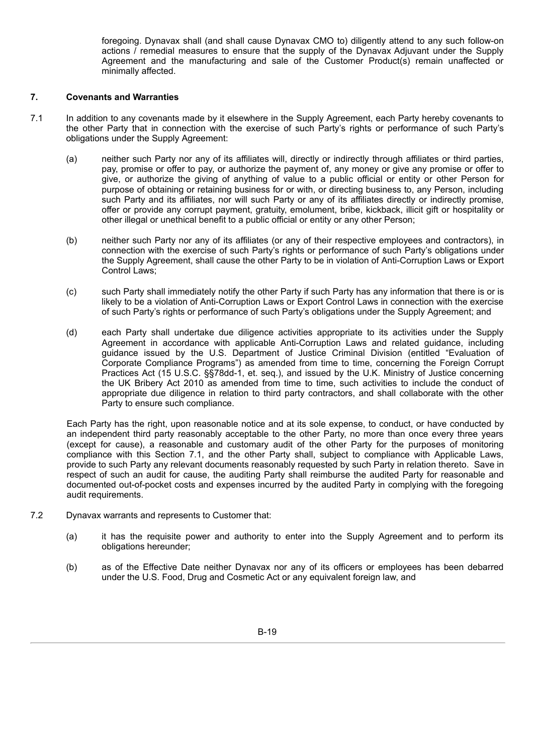foregoing. Dynavax shall (and shall cause Dynavax CMO to) diligently attend to any such follow-on actions / remedial measures to ensure that the supply of the Dynavax Adjuvant under the Supply Agreement and the manufacturing and sale of the Customer Product(s) remain unaffected or minimally affected.

**7. Covenants and Warranties**

7.1 In addition to any covenants made by it elsewhere in the Supply Agreement, each Party hereby covenants to the other Party that in connection with the exercise of such Party's rights or performance of such Party's obligations under the Supply Agreement:

(a) neither such Party nor any of its affiliates will, directly or indirectly through affiliates or third parties, pay, promise or offer to pay, or authorize the payment of, any money or give any promise or offer to give, or authorize the giving of anything of value to a public official or entity or other Person for purpose of obtaining or retaining business for or with, or directing business to, any Person, including such Party and its affiliates, nor will such Party or any of its affiliates directly or indirectly promise, offer or provide any corrupt payment, gratuity, emolument, bribe, kickback, illicit gift or hospitality or other illegal or unethical benefit to a public official or entity or any other Person;

(b) neither such Party nor any of its affiliates (or any of their respective employees and contractors), in connection with the exercise of such Party's rights or performance of such Party's obligations under the Supply Agreement, shall cause the other Party to be in violation of Anti-Corruption Laws or Export Control Laws;

(c) such Party shall immediately notify the other Party if such Party has any information that there is or is likely to be a violation of Anti-Corruption Laws or Export Control Laws in connection with the exercise of such Party's rights or performance of such Party's obligations under the Supply Agreement; and

(d) each Party shall undertake due diligence activities appropriate to its activities under the Supply Agreement in accordance with applicable Anti-Corruption Laws and related guidance, including guidance issued by the U.S. Department of Justice Criminal Division (entitled "Evaluation of Corporate Compliance Programs") as amended from time to time, concerning the Foreign Corrupt Practices Act (15 U.S.C. §§78dd-1, et. seq.), and issued by the U.K. Ministry of Justice concerning the UK Bribery Act 2010 as amended from time to time, such activities to include the conduct of appropriate due diligence in relation to third party contractors, and shall collaborate with the other Party to ensure such compliance.

Each Party has the right, upon reasonable notice and at its sole expense, to conduct, or have conducted by an independent third party reasonably acceptable to the other Party, no more than once every three years (except for cause), a reasonable and customary audit of the other Party for the purposes of monitoring compliance with this Section 7.1, and the other Party shall, subject to compliance with Applicable Laws, provide to such Party any relevant documents reasonably requested by such Party in relation thereto. Save in respect of such an audit for cause, the auditing Party shall reimburse the audited Party for reasonable and documented out-of-pocket costs and expenses incurred by the audited Party in complying with the foregoing audit requirements.

7.2 Dynavax warrants and represents to Customer that:

(a) it has the requisite power and authority to enter into the Supply Agreement and to perform its obligations hereunder;

(b) as of the Effective Date neither Dynavax nor any of its officers or employees has been debarred under the U.S. Food, Drug and Cosmetic Act or any equivalent foreign law, and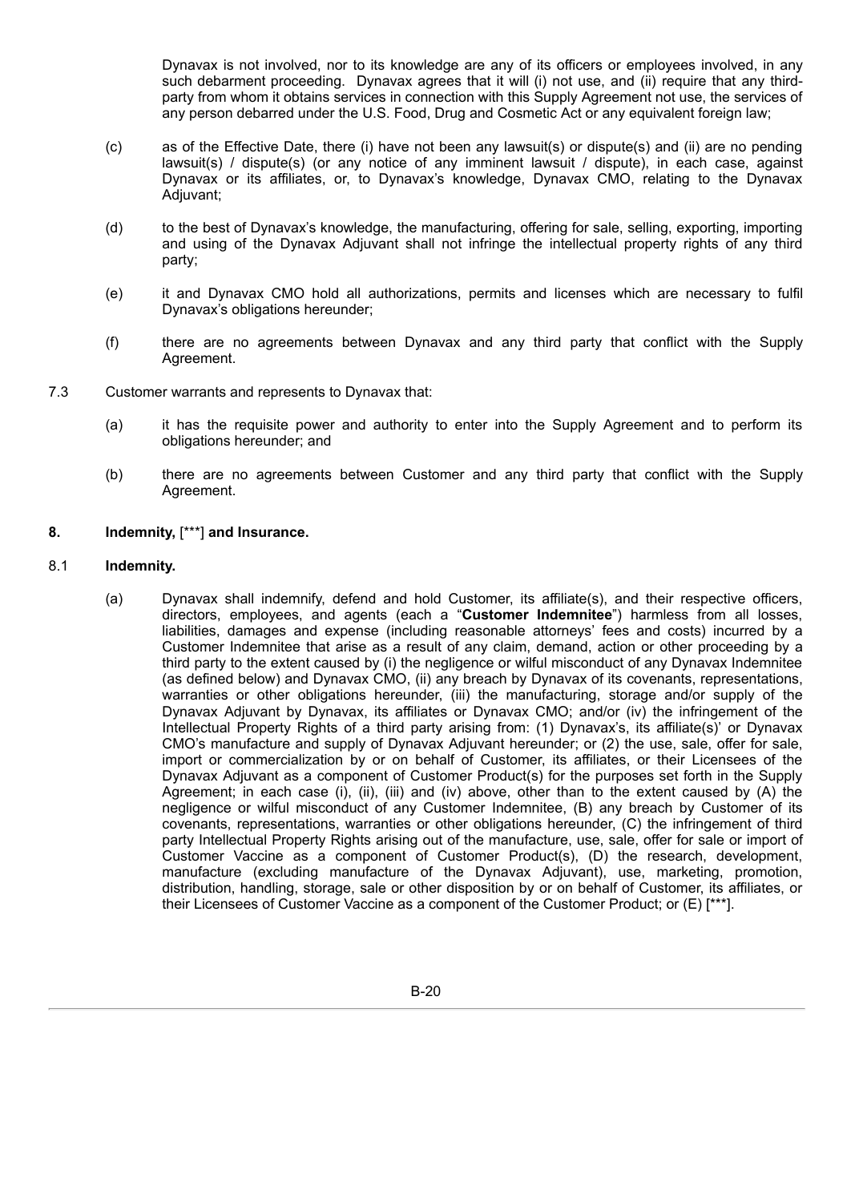Dynavax is not involved, nor to its knowledge are any of its officers or employees involved, in any such debarment proceeding. Dynavax agrees that it will (i) not use, and (ii) require that any third-party from whom it obtains services in connection with this Supply Agreement not use, the services of any person debarred under the U.S. Food, Drug and Cosmetic Act or any equivalent foreign law;

(c) as of the Effective Date, there (i) have not been any lawsuit(s) or dispute(s) and (ii) are no pending lawsuit(s) / dispute(s) (or any notice of any imminent lawsuit / dispute), in each case, against Dynavax or its affiliates, or, to Dynavax's knowledge, Dynavax CMO, relating to the Dynavax Adjuvant;

(d) to the best of Dynavax's knowledge, the manufacturing, offering for sale, selling, exporting, importing and using of the Dynavax Adjuvant shall not infringe the intellectual property rights of any third party;

(e) it and Dynavax CMO hold all authorizations, permits and licenses which are necessary to fulfil Dynavax's obligations hereunder;

(f) there are no agreements between Dynavax and any third party that conflict with the Supply Agreement.

7.3 Customer warrants and represents to Dynavax that:

(a) it has the requisite power and authority to enter into the Supply Agreement and to perform its obligations hereunder; and

(b) there are no agreements between Customer and any third party that conflict with the Supply Agreement.

**8. Indemnity,** [***] **and Insurance.**

8.1 **Indemnity.**

(a) Dynavax shall indemnify, defend and hold Customer, its affiliate(s), and their respective officers, directors, employees, and agents (each a "**Customer Indemnitee**") harmless from all losses, liabilities, damages and expense (including reasonable attorneys' fees and costs) incurred by a Customer Indemnitee that arise as a result of any claim, demand, action or other proceeding by a third party to the extent caused by (i) the negligence or wilful misconduct of any Dynavax Indemnitee (as defined below) and Dynavax CMO, (ii) any breach by Dynavax of its covenants, representations, warranties or other obligations hereunder, (iii) the manufacturing, storage and/or supply of the Dynavax Adjuvant by Dynavax, its affiliates or Dynavax CMO; and/or (iv) the infringement of the Intellectual Property Rights of a third party arising from: (1) Dynavax's, its affiliate(s)' or Dynavax CMO's manufacture and supply of Dynavax Adjuvant hereunder; or (2) the use, sale, offer for sale, import or commercialization by or on behalf of Customer, its affiliates, or their Licensees of the Dynavax Adjuvant as a component of Customer Product(s) for the purposes set forth in the Supply Agreement; in each case (i), (ii), (iii) and (iv) above, other than to the extent caused by (A) the negligence or wilful misconduct of any Customer Indemnitee, (B) any breach by Customer of its covenants, representations, warranties or other obligations hereunder, (C) the infringement of third party Intellectual Property Rights arising out of the manufacture, use, sale, offer for sale or import of Customer Vaccine as a component of Customer Product(s), (D) the research, development, manufacture (excluding manufacture of the Dynavax Adjuvant), use, marketing, promotion, distribution, handling, storage, sale or other disposition by or on behalf of Customer, its affiliates, or their Licensees of Customer Vaccine as a component of the Customer Product; or (E) [***].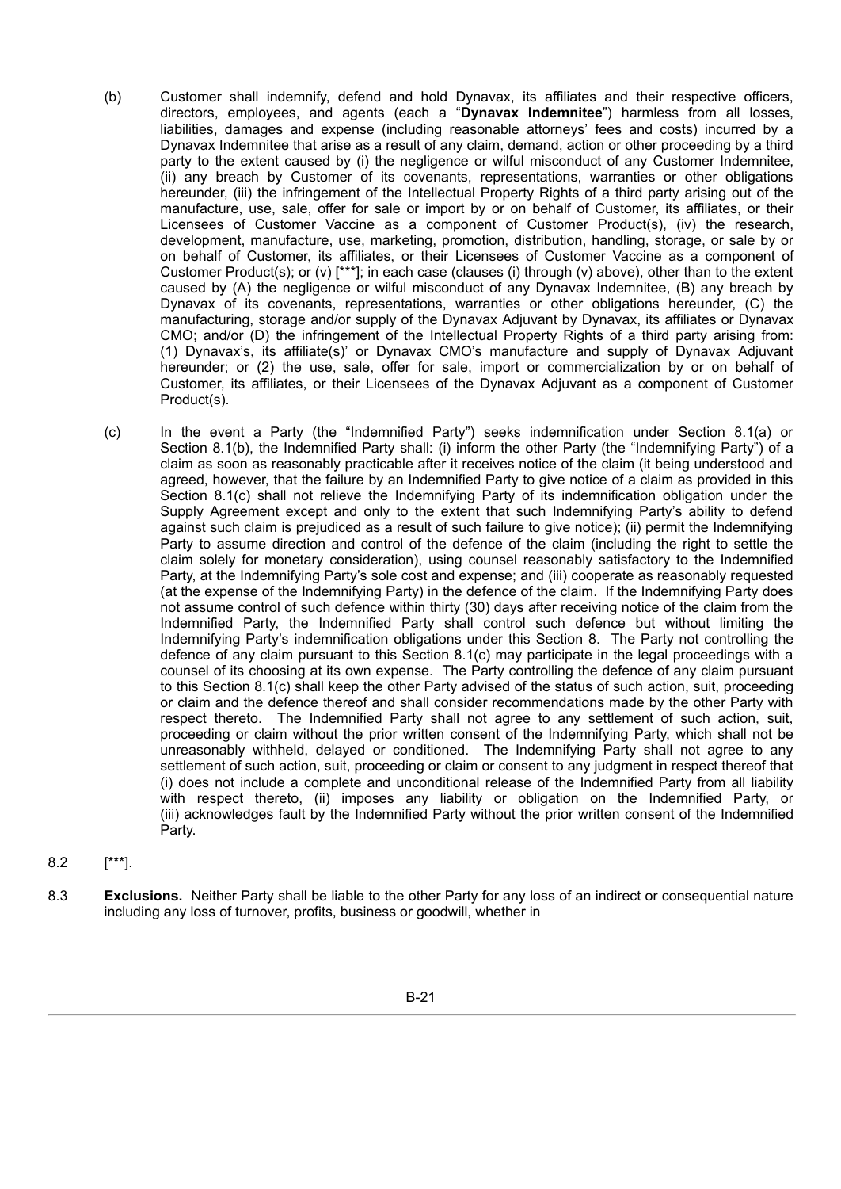(b) Customer shall indemnify, defend and hold Dynavax, its affiliates and their respective officers, directors, employees, and agents (each a "**Dynavax Indemnitee**") harmless from all losses, liabilities, damages and expense (including reasonable attorneys' fees and costs) incurred by a Dynavax Indemnitee that arise as a result of any claim, demand, action or other proceeding by a third party to the extent caused by (i) the negligence or wilful misconduct of any Customer Indemnitee, (ii) any breach by Customer of its covenants, representations, warranties or other obligations hereunder, (iii) the infringement of the Intellectual Property Rights of a third party arising out of the manufacture, use, sale, offer for sale or import by or on behalf of Customer, its affiliates, or their Licensees of Customer Vaccine as a component of Customer Product(s), (iv) the research, development, manufacture, use, marketing, promotion, distribution, handling, storage, or sale by or on behalf of Customer, its affiliates, or their Licensees of Customer Vaccine as a component of Customer Product(s); or (v) [***]; in each case (clauses (i) through (v) above), other than to the extent caused by (A) the negligence or wilful misconduct of any Dynavax Indemnitee, (B) any breach by Dynavax of its covenants, representations, warranties or other obligations hereunder, (C) the manufacturing, storage and/or supply of the Dynavax Adjuvant by Dynavax, its affiliates or Dynavax CMO; and/or (D) the infringement of the Intellectual Property Rights of a third party arising from: (1) Dynavax's, its affiliate(s)' or Dynavax CMO's manufacture and supply of Dynavax Adjuvant hereunder; or (2) the use, sale, offer for sale, import or commercialization by or on behalf of Customer, its affiliates, or their Licensees of the Dynavax Adjuvant as a component of Customer Product(s).

(c) In the event a Party (the "Indemnified Party") seeks indemnification under Section 8.1(a) or Section 8.1(b), the Indemnified Party shall: (i) inform the other Party (the "Indemnifying Party") of a claim as soon as reasonably practicable after it receives notice of the claim (it being understood and agreed, however, that the failure by an Indemnified Party to give notice of a claim as provided in this Section 8.1(c) shall not relieve the Indemnifying Party of its indemnification obligation under the Supply Agreement except and only to the extent that such Indemnifying Party's ability to defend against such claim is prejudiced as a result of such failure to give notice); (ii) permit the Indemnifying Party to assume direction and control of the defence of the claim (including the right to settle the claim solely for monetary consideration), using counsel reasonably satisfactory to the Indemnified Party, at the Indemnifying Party's sole cost and expense; and (iii) cooperate as reasonably requested (at the expense of the Indemnifying Party) in the defence of the claim. If the Indemnifying Party does not assume control of such defence within thirty (30) days after receiving notice of the claim from the Indemnified Party, the Indemnified Party shall control such defence but without limiting the Indemnifying Party's indemnification obligations under this Section 8. The Party not controlling the defence of any claim pursuant to this Section 8.1(c) may participate in the legal proceedings with a counsel of its choosing at its own expense. The Party controlling the defence of any claim pursuant to this Section 8.1(c) shall keep the other Party advised of the status of such action, suit, proceeding or claim and the defence thereof and shall consider recommendations made by the other Party with respect thereto. The Indemnified Party shall not agree to any settlement of such action, suit, proceeding or claim without the prior written consent of the Indemnifying Party, which shall not be unreasonably withheld, delayed or conditioned. The Indemnifying Party shall not agree to any settlement of such action, suit, proceeding or claim or consent to any judgment in respect thereof that (i) does not include a complete and unconditional release of the Indemnified Party from all liability with respect thereto, (ii) imposes any liability or obligation on the Indemnified Party, or (iii) acknowledges fault by the Indemnified Party without the prior written consent of the Indemnified Party.

8.2 [***].

8.3 **Exclusions.** Neither Party shall be liable to the other Party for any loss of an indirect or consequential nature including any loss of turnover, profits, business or goodwill, whether in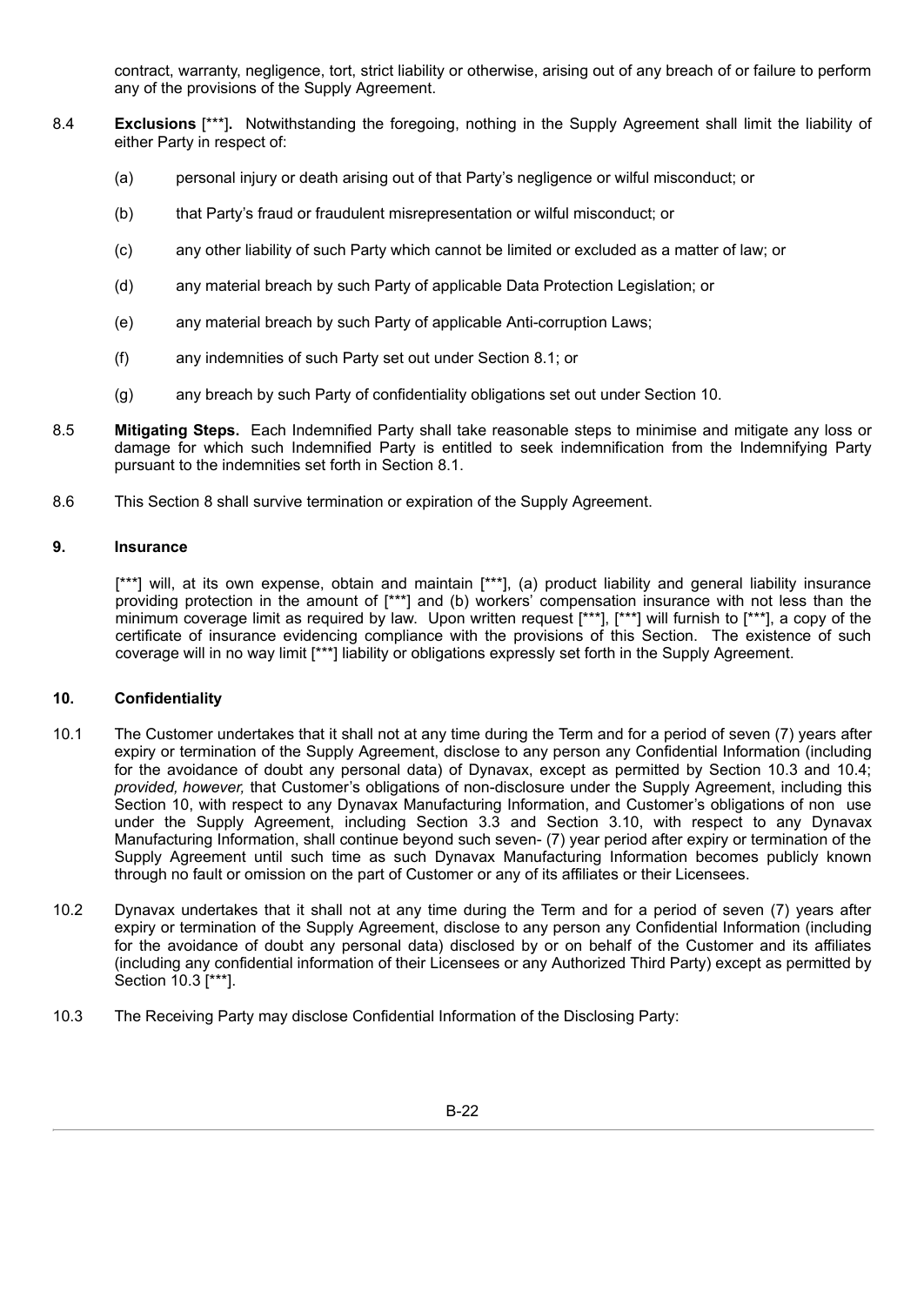contract, warranty, negligence, tort, strict liability or otherwise, arising out of any breach of or failure to perform any of the provisions of the Supply Agreement.

8.4 **Exclusions** [***]**.** Notwithstanding the foregoing, nothing in the Supply Agreement shall limit the liability of either Party in respect of:

(a) personal injury or death arising out of that Party's negligence or wilful misconduct; or

(b) that Party's fraud or fraudulent misrepresentation or wilful misconduct; or

(c) any other liability of such Party which cannot be limited or excluded as a matter of law; or

(d) any material breach by such Party of applicable Data Protection Legislation; or

(e) any material breach by such Party of applicable Anti-corruption Laws;

(f) any indemnities of such Party set out under Section 8.1; or

(g) any breach by such Party of confidentiality obligations set out under Section 10.

8.5 **Mitigating Steps.** Each Indemnified Party shall take reasonable steps to minimise and mitigate any loss or damage for which such Indemnified Party is entitled to seek indemnification from the Indemnifying Party pursuant to the indemnities set forth in Section 8.1.

8.6 This Section 8 shall survive termination or expiration of the Supply Agreement.

## 9. Insurance

[***] will, at its own expense, obtain and maintain [***], (a) product liability and general liability insurance providing protection in the amount of [***] and (b) workers' compensation insurance with not less than the minimum coverage limit as required by law. Upon written request [***], [***] will furnish to [***], a copy of the certificate of insurance evidencing compliance with the provisions of this Section. The existence of such coverage will in no way limit [***] liability or obligations expressly set forth in the Supply Agreement.

## 10. Confidentiality

10.1 The Customer undertakes that it shall not at any time during the Term and for a period of seven (7) years after expiry or termination of the Supply Agreement, disclose to any person any Confidential Information (including for the avoidance of doubt any personal data) of Dynavax, except as permitted by Section 10.3 and 10.4; *provided, however,* that Customer's obligations of non-disclosure under the Supply Agreement, including this Section 10, with respect to any Dynavax Manufacturing Information, and Customer's obligations of non use under the Supply Agreement, including Section 3.3 and Section 3.10, with respect to any Dynavax Manufacturing Information, shall continue beyond such seven- (7) year period after expiry or termination of the Supply Agreement until such time as such Dynavax Manufacturing Information becomes publicly known through no fault or omission on the part of Customer or any of its affiliates or their Licensees.

10.2 Dynavax undertakes that it shall not at any time during the Term and for a period of seven (7) years after expiry or termination of the Supply Agreement, disclose to any person any Confidential Information (including for the avoidance of doubt any personal data) disclosed by or on behalf of the Customer and its affiliates (including any confidential information of their Licensees or any Authorized Third Party) except as permitted by Section 10.3 [***].

10.3 The Receiving Party may disclose Confidential Information of the Disclosing Party: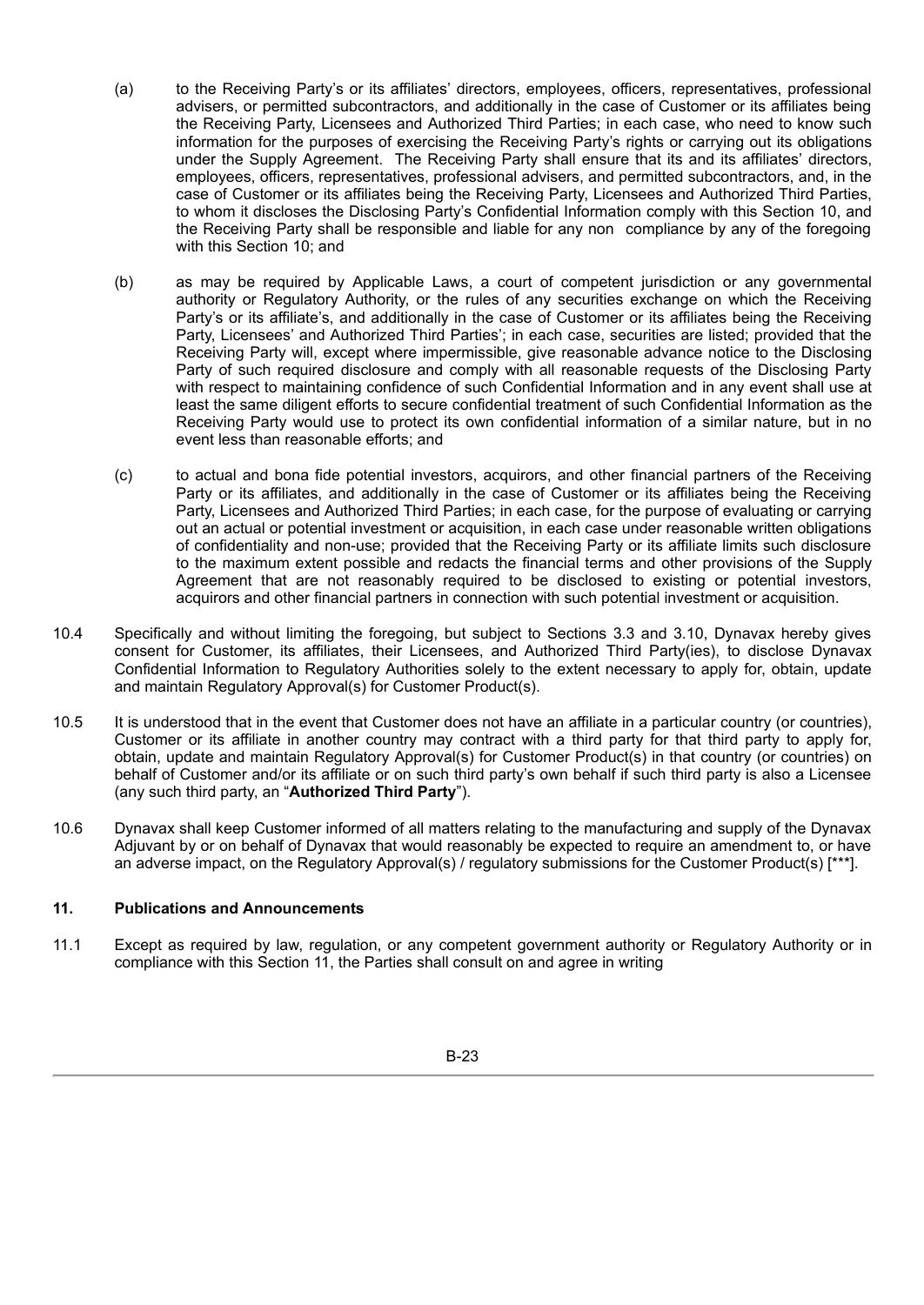(a) to the Receiving Party's or its affiliates' directors, employees, officers, representatives, professional advisers, or permitted subcontractors, and additionally in the case of Customer or its affiliates being the Receiving Party, Licensees and Authorized Third Parties; in each case, who need to know such information for the purposes of exercising the Receiving Party's rights or carrying out its obligations under the Supply Agreement. The Receiving Party shall ensure that its and its affiliates' directors, employees, officers, representatives, professional advisers, and permitted subcontractors, and, in the case of Customer or its affiliates being the Receiving Party, Licensees and Authorized Third Parties, to whom it discloses the Disclosing Party's Confidential Information comply with this Section 10, and the Receiving Party shall be responsible and liable for any non compliance by any of the foregoing with this Section 10; and

(b) as may be required by Applicable Laws, a court of competent jurisdiction or any governmental authority or Regulatory Authority, or the rules of any securities exchange on which the Receiving Party's or its affiliate's, and additionally in the case of Customer or its affiliates being the Receiving Party, Licensees' and Authorized Third Parties'; in each case, securities are listed; provided that the Receiving Party will, except where impermissible, give reasonable advance notice to the Disclosing Party of such required disclosure and comply with all reasonable requests of the Disclosing Party with respect to maintaining confidence of such Confidential Information and in any event shall use at least the same diligent efforts to secure confidential treatment of such Confidential Information as the Receiving Party would use to protect its own confidential information of a similar nature, but in no event less than reasonable efforts; and

(c) to actual and bona fide potential investors, acquirors, and other financial partners of the Receiving Party or its affiliates, and additionally in the case of Customer or its affiliates being the Receiving Party, Licensees and Authorized Third Parties; in each case, for the purpose of evaluating or carrying out an actual or potential investment or acquisition, in each case under reasonable written obligations of confidentiality and non-use; provided that the Receiving Party or its affiliate limits such disclosure to the maximum extent possible and redacts the financial terms and other provisions of the Supply Agreement that are not reasonably required to be disclosed to existing or potential investors, acquirors and other financial partners in connection with such potential investment or acquisition.

10.4 Specifically and without limiting the foregoing, but subject to Sections 3.3 and 3.10, Dynavax hereby gives consent for Customer, its affiliates, their Licensees, and Authorized Third Party(ies), to disclose Dynavax Confidential Information to Regulatory Authorities solely to the extent necessary to apply for, obtain, update and maintain Regulatory Approval(s) for Customer Product(s).

10.5 It is understood that in the event that Customer does not have an affiliate in a particular country (or countries), Customer or its affiliate in another country may contract with a third party for that third party to apply for, obtain, update and maintain Regulatory Approval(s) for Customer Product(s) in that country (or countries) on behalf of Customer and/or its affiliate or on such third party's own behalf if such third party is also a Licensee (any such third party, an "**Authorized Third Party**").

10.6 Dynavax shall keep Customer informed of all matters relating to the manufacturing and supply of the Dynavax Adjuvant by or on behalf of Dynavax that would reasonably be expected to require an amendment to, or have an adverse impact, on the Regulatory Approval(s) / regulatory submissions for the Customer Product(s) [***].

## 11. Publications and Announcements

11.1 Except as required by law, regulation, or any competent government authority or Regulatory Authority or in compliance with this Section 11, the Parties shall consult on and agree in writing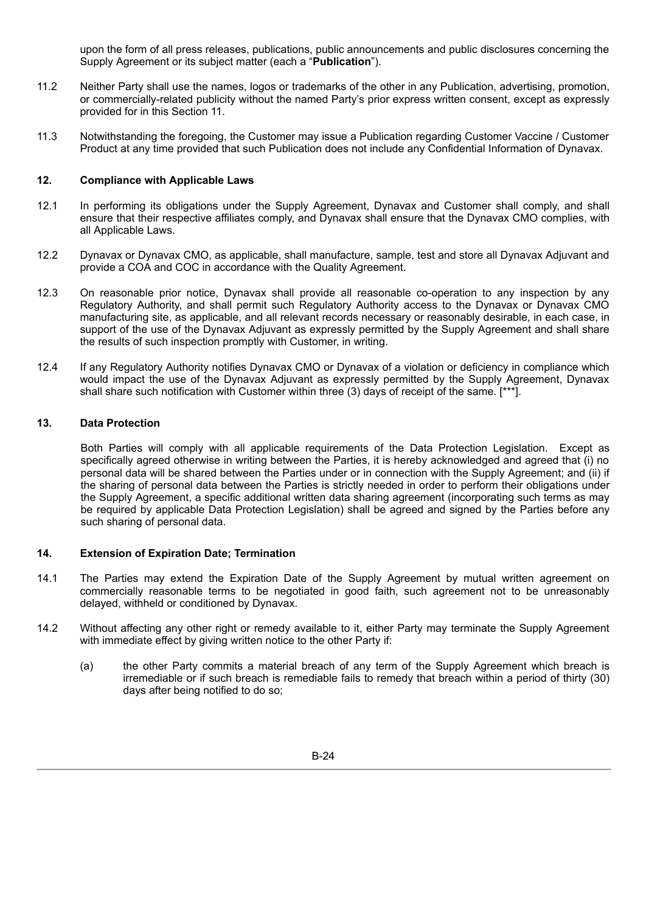upon the form of all press releases, publications, public announcements and public disclosures concerning the Supply Agreement or its subject matter (each a "**Publication**").

11.2 Neither Party shall use the names, logos or trademarks of the other in any Publication, advertising, promotion, or commercially-related publicity without the named Party's prior express written consent, except as expressly provided for in this Section 11.

11.3 Notwithstanding the foregoing, the Customer may issue a Publication regarding Customer Vaccine / Customer Product at any time provided that such Publication does not include any Confidential Information of Dynavax.

**12. Compliance with Applicable Laws**

12.1 In performing its obligations under the Supply Agreement, Dynavax and Customer shall comply, and shall ensure that their respective affiliates comply, and Dynavax shall ensure that the Dynavax CMO complies, with all Applicable Laws.

12.2 Dynavax or Dynavax CMO, as applicable, shall manufacture, sample, test and store all Dynavax Adjuvant and provide a COA and COC in accordance with the Quality Agreement.

12.3 On reasonable prior notice, Dynavax shall provide all reasonable co-operation to any inspection by any Regulatory Authority, and shall permit such Regulatory Authority access to the Dynavax or Dynavax CMO manufacturing site, as applicable, and all relevant records necessary or reasonably desirable, in each case, in support of the use of the Dynavax Adjuvant as expressly permitted by the Supply Agreement and shall share the results of such inspection promptly with Customer, in writing.

12.4 If any Regulatory Authority notifies Dynavax CMO or Dynavax of a violation or deficiency in compliance which would impact the use of the Dynavax Adjuvant as expressly permitted by the Supply Agreement, Dynavax shall share such notification with Customer within three (3) days of receipt of the same. [***].

**13. Data Protection**

Both Parties will comply with all applicable requirements of the Data Protection Legislation. Except as specifically agreed otherwise in writing between the Parties, it is hereby acknowledged and agreed that (i) no personal data will be shared between the Parties under or in connection with the Supply Agreement; and (ii) if the sharing of personal data between the Parties is strictly needed in order to perform their obligations under the Supply Agreement, a specific additional written data sharing agreement (incorporating such terms as may be required by applicable Data Protection Legislation) shall be agreed and signed by the Parties before any such sharing of personal data.

**14. Extension of Expiration Date; Termination**

14.1 The Parties may extend the Expiration Date of the Supply Agreement by mutual written agreement on commercially reasonable terms to be negotiated in good faith, such agreement not to be unreasonably delayed, withheld or conditioned by Dynavax.

14.2 Without affecting any other right or remedy available to it, either Party may terminate the Supply Agreement with immediate effect by giving written notice to the other Party if:

(a) the other Party commits a material breach of any term of the Supply Agreement which breach is irremediable or if such breach is remediable fails to remedy that breach within a period of thirty (30) days after being notified to do so;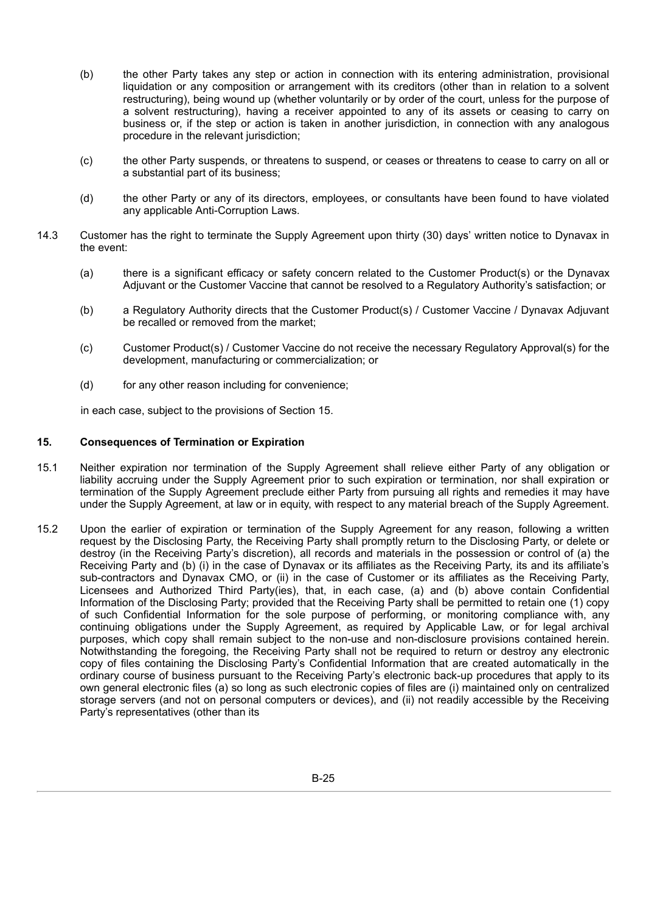(b) the other Party takes any step or action in connection with its entering administration, provisional liquidation or any composition or arrangement with its creditors (other than in relation to a solvent restructuring), being wound up (whether voluntarily or by order of the court, unless for the purpose of a solvent restructuring), having a receiver appointed to any of its assets or ceasing to carry on business or, if the step or action is taken in another jurisdiction, in connection with any analogous procedure in the relevant jurisdiction;

(c) the other Party suspends, or threatens to suspend, or ceases or threatens to cease to carry on all or a substantial part of its business;

(d) the other Party or any of its directors, employees, or consultants have been found to have violated any applicable Anti-Corruption Laws.

14.3 Customer has the right to terminate the Supply Agreement upon thirty (30) days' written notice to Dynavax in the event:

(a) there is a significant efficacy or safety concern related to the Customer Product(s) or the Dynavax Adjuvant or the Customer Vaccine that cannot be resolved to a Regulatory Authority's satisfaction; or

(b) a Regulatory Authority directs that the Customer Product(s) / Customer Vaccine / Dynavax Adjuvant be recalled or removed from the market;

(c) Customer Product(s) / Customer Vaccine do not receive the necessary Regulatory Approval(s) for the development, manufacturing or commercialization; or

(d) for any other reason including for convenience;

in each case, subject to the provisions of Section 15.

**15. Consequences of Termination or Expiration**

15.1 Neither expiration nor termination of the Supply Agreement shall relieve either Party of any obligation or liability accruing under the Supply Agreement prior to such expiration or termination, nor shall expiration or termination of the Supply Agreement preclude either Party from pursuing all rights and remedies it may have under the Supply Agreement, at law or in equity, with respect to any material breach of the Supply Agreement.

15.2 Upon the earlier of expiration or termination of the Supply Agreement for any reason, following a written request by the Disclosing Party, the Receiving Party shall promptly return to the Disclosing Party, or delete or destroy (in the Receiving Party's discretion), all records and materials in the possession or control of (a) the Receiving Party and (b) (i) in the case of Dynavax or its affiliates as the Receiving Party, its and its affiliate's sub-contractors and Dynavax CMO, or (ii) in the case of Customer or its affiliates as the Receiving Party, Licensees and Authorized Third Party(ies), that, in each case, (a) and (b) above contain Confidential Information of the Disclosing Party; provided that the Receiving Party shall be permitted to retain one (1) copy of such Confidential Information for the sole purpose of performing, or monitoring compliance with, any continuing obligations under the Supply Agreement, as required by Applicable Law, or for legal archival purposes, which copy shall remain subject to the non-use and non-disclosure provisions contained herein. Notwithstanding the foregoing, the Receiving Party shall not be required to return or destroy any electronic copy of files containing the Disclosing Party's Confidential Information that are created automatically in the ordinary course of business pursuant to the Receiving Party's electronic back-up procedures that apply to its own general electronic files (a) so long as such electronic copies of files are (i) maintained only on centralized storage servers (and not on personal computers or devices), and (ii) not readily accessible by the Receiving Party's representatives (other than its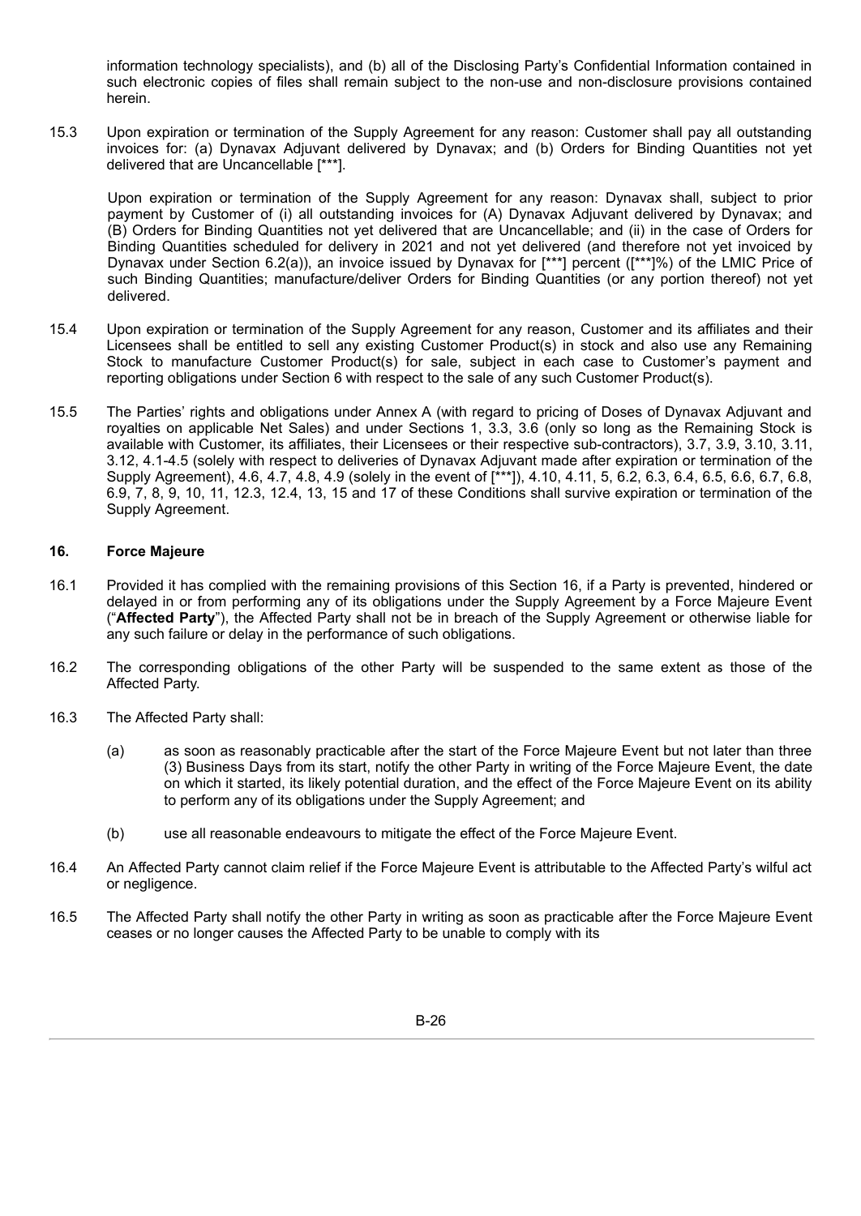information technology specialists), and (b) all of the Disclosing Party's Confidential Information contained in such electronic copies of files shall remain subject to the non-use and non-disclosure provisions contained herein.

15.3 Upon expiration or termination of the Supply Agreement for any reason: Customer shall pay all outstanding invoices for: (a) Dynavax Adjuvant delivered by Dynavax; and (b) Orders for Binding Quantities not yet delivered that are Uncancellable [***].

Upon expiration or termination of the Supply Agreement for any reason: Dynavax shall, subject to prior payment by Customer of (i) all outstanding invoices for (A) Dynavax Adjuvant delivered by Dynavax; and (B) Orders for Binding Quantities not yet delivered that are Uncancellable; and (ii) in the case of Orders for Binding Quantities scheduled for delivery in 2021 and not yet delivered (and therefore not yet invoiced by Dynavax under Section 6.2(a)), an invoice issued by Dynavax for [***] percent ([***]%) of the LMIC Price of such Binding Quantities; manufacture/deliver Orders for Binding Quantities (or any portion thereof) not yet delivered.

15.4 Upon expiration or termination of the Supply Agreement for any reason, Customer and its affiliates and their Licensees shall be entitled to sell any existing Customer Product(s) in stock and also use any Remaining Stock to manufacture Customer Product(s) for sale, subject in each case to Customer's payment and reporting obligations under Section 6 with respect to the sale of any such Customer Product(s).

15.5 The Parties' rights and obligations under Annex A (with regard to pricing of Doses of Dynavax Adjuvant and royalties on applicable Net Sales) and under Sections 1, 3.3, 3.6 (only so long as the Remaining Stock is available with Customer, its affiliates, their Licensees or their respective sub-contractors), 3.7, 3.9, 3.10, 3.11, 3.12, 4.1-4.5 (solely with respect to deliveries of Dynavax Adjuvant made after expiration or termination of the Supply Agreement), 4.6, 4.7, 4.8, 4.9 (solely in the event of [***]), 4.10, 4.11, 5, 6.2, 6.3, 6.4, 6.5, 6.6, 6.7, 6.8, 6.9, 7, 8, 9, 10, 11, 12.3, 12.4, 13, 15 and 17 of these Conditions shall survive expiration or termination of the Supply Agreement.

## 16. Force Majeure

16.1 Provided it has complied with the remaining provisions of this Section 16, if a Party is prevented, hindered or delayed in or from performing any of its obligations under the Supply Agreement by a Force Majeure Event ("**Affected Party**"), the Affected Party shall not be in breach of the Supply Agreement or otherwise liable for any such failure or delay in the performance of such obligations.

16.2 The corresponding obligations of the other Party will be suspended to the same extent as those of the Affected Party.

16.3 The Affected Party shall:

(a) as soon as reasonably practicable after the start of the Force Majeure Event but not later than three (3) Business Days from its start, notify the other Party in writing of the Force Majeure Event, the date on which it started, its likely potential duration, and the effect of the Force Majeure Event on its ability to perform any of its obligations under the Supply Agreement; and

(b) use all reasonable endeavours to mitigate the effect of the Force Majeure Event.

16.4 An Affected Party cannot claim relief if the Force Majeure Event is attributable to the Affected Party's wilful act or negligence.

16.5 The Affected Party shall notify the other Party in writing as soon as practicable after the Force Majeure Event ceases or no longer causes the Affected Party to be unable to comply with its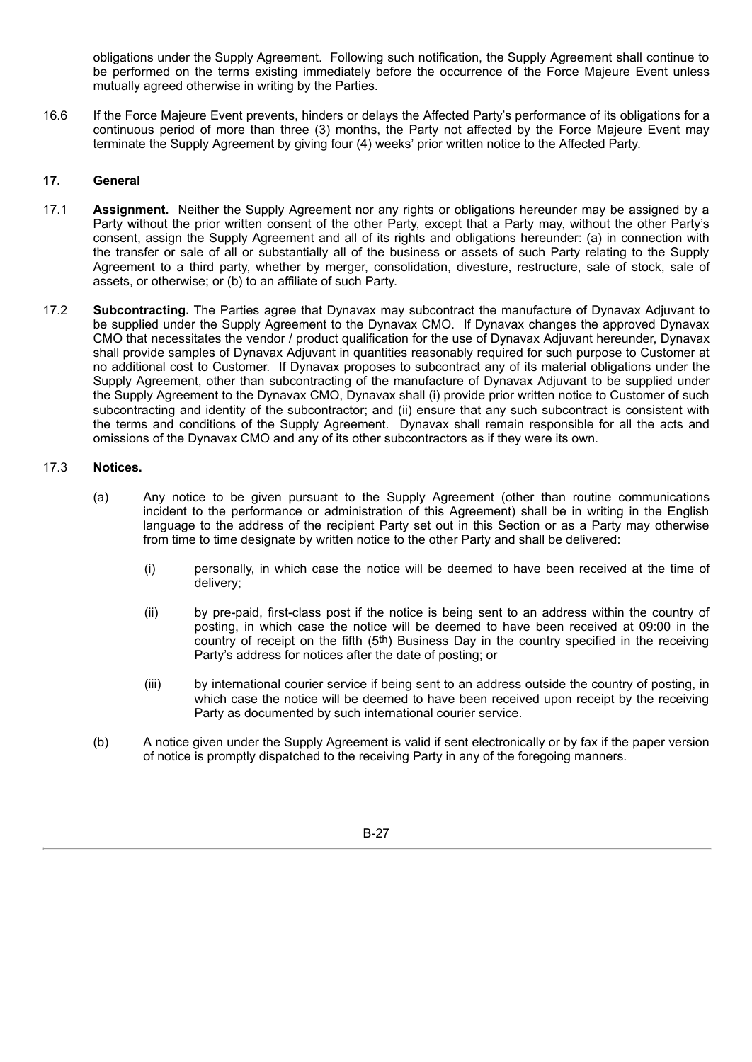obligations under the Supply Agreement. Following such notification, the Supply Agreement shall continue to be performed on the terms existing immediately before the occurrence of the Force Majeure Event unless mutually agreed otherwise in writing by the Parties.

16.6 If the Force Majeure Event prevents, hinders or delays the Affected Party's performance of its obligations for a continuous period of more than three (3) months, the Party not affected by the Force Majeure Event may terminate the Supply Agreement by giving four (4) weeks' prior written notice to the Affected Party.

**17. General**

17.1 **Assignment.** Neither the Supply Agreement nor any rights or obligations hereunder may be assigned by a Party without the prior written consent of the other Party, except that a Party may, without the other Party's consent, assign the Supply Agreement and all of its rights and obligations hereunder: (a) in connection with the transfer or sale of all or substantially all of the business or assets of such Party relating to the Supply Agreement to a third party, whether by merger, consolidation, divesture, restructure, sale of stock, sale of assets, or otherwise; or (b) to an affiliate of such Party.

17.2 **Subcontracting.** The Parties agree that Dynavax may subcontract the manufacture of Dynavax Adjuvant to be supplied under the Supply Agreement to the Dynavax CMO. If Dynavax changes the approved Dynavax CMO that necessitates the vendor / product qualification for the use of Dynavax Adjuvant hereunder, Dynavax shall provide samples of Dynavax Adjuvant in quantities reasonably required for such purpose to Customer at no additional cost to Customer. If Dynavax proposes to subcontract any of its material obligations under the Supply Agreement, other than subcontracting of the manufacture of Dynavax Adjuvant to be supplied under the Supply Agreement to the Dynavax CMO, Dynavax shall (i) provide prior written notice to Customer of such subcontracting and identity of the subcontractor; and (ii) ensure that any such subcontract is consistent with the terms and conditions of the Supply Agreement. Dynavax shall remain responsible for all the acts and omissions of the Dynavax CMO and any of its other subcontractors as if they were its own.

17.3 **Notices.**

(a) Any notice to be given pursuant to the Supply Agreement (other than routine communications incident to the performance or administration of this Agreement) shall be in writing in the English language to the address of the recipient Party set out in this Section or as a Party may otherwise from time to time designate by written notice to the other Party and shall be delivered:

(i) personally, in which case the notice will be deemed to have been received at the time of delivery;

(ii) by pre-paid, first-class post if the notice is being sent to an address within the country of posting, in which case the notice will be deemed to have been received at 09:00 in the country of receipt on the fifth (5th) Business Day in the country specified in the receiving Party's address for notices after the date of posting; or

(iii) by international courier service if being sent to an address outside the country of posting, in which case the notice will be deemed to have been received upon receipt by the receiving Party as documented by such international courier service.

(b) A notice given under the Supply Agreement is valid if sent electronically or by fax if the paper version of notice is promptly dispatched to the receiving Party in any of the foregoing manners.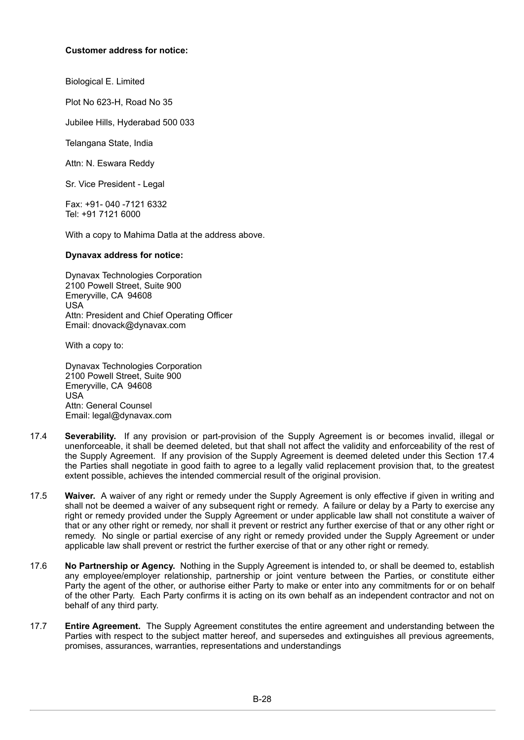**Customer address for notice:**

Biological E. Limited

Plot No 623-H, Road No 35

Jubilee Hills, Hyderabad 500 033

Telangana State, India

Attn: N. Eswara Reddy

Sr. Vice President - Legal

Fax: +91- 040 -7121 6332
Tel: +91 7121 6000

With a copy to Mahima Datla at the address above.

**Dynavax address for notice:**

Dynavax Technologies Corporation
2100 Powell Street, Suite 900
Emeryville, CA 94608
USA
Attn: President and Chief Operating Officer
Email: dnovack@dynavax.com

With a copy to:

Dynavax Technologies Corporation
2100 Powell Street, Suite 900
Emeryville, CA 94608
USA
Attn: General Counsel
Email: legal@dynavax.com

17.4 **Severability.** If any provision or part-provision of the Supply Agreement is or becomes invalid, illegal or unenforceable, it shall be deemed deleted, but that shall not affect the validity and enforceability of the rest of the Supply Agreement. If any provision of the Supply Agreement is deemed deleted under this Section 17.4 the Parties shall negotiate in good faith to agree to a legally valid replacement provision that, to the greatest extent possible, achieves the intended commercial result of the original provision.

17.5 **Waiver.** A waiver of any right or remedy under the Supply Agreement is only effective if given in writing and shall not be deemed a waiver of any subsequent right or remedy. A failure or delay by a Party to exercise any right or remedy provided under the Supply Agreement or under applicable law shall not constitute a waiver of that or any other right or remedy, nor shall it prevent or restrict any further exercise of that or any other right or remedy. No single or partial exercise of any right or remedy provided under the Supply Agreement or under applicable law shall prevent or restrict the further exercise of that or any other right or remedy.

17.6 **No Partnership or Agency.** Nothing in the Supply Agreement is intended to, or shall be deemed to, establish any employee/employer relationship, partnership or joint venture between the Parties, or constitute either Party the agent of the other, or authorise either Party to make or enter into any commitments for or on behalf of the other Party. Each Party confirms it is acting on its own behalf as an independent contractor and not on behalf of any third party.

17.7 **Entire Agreement.** The Supply Agreement constitutes the entire agreement and understanding between the Parties with respect to the subject matter hereof, and supersedes and extinguishes all previous agreements, promises, assurances, warranties, representations and understandings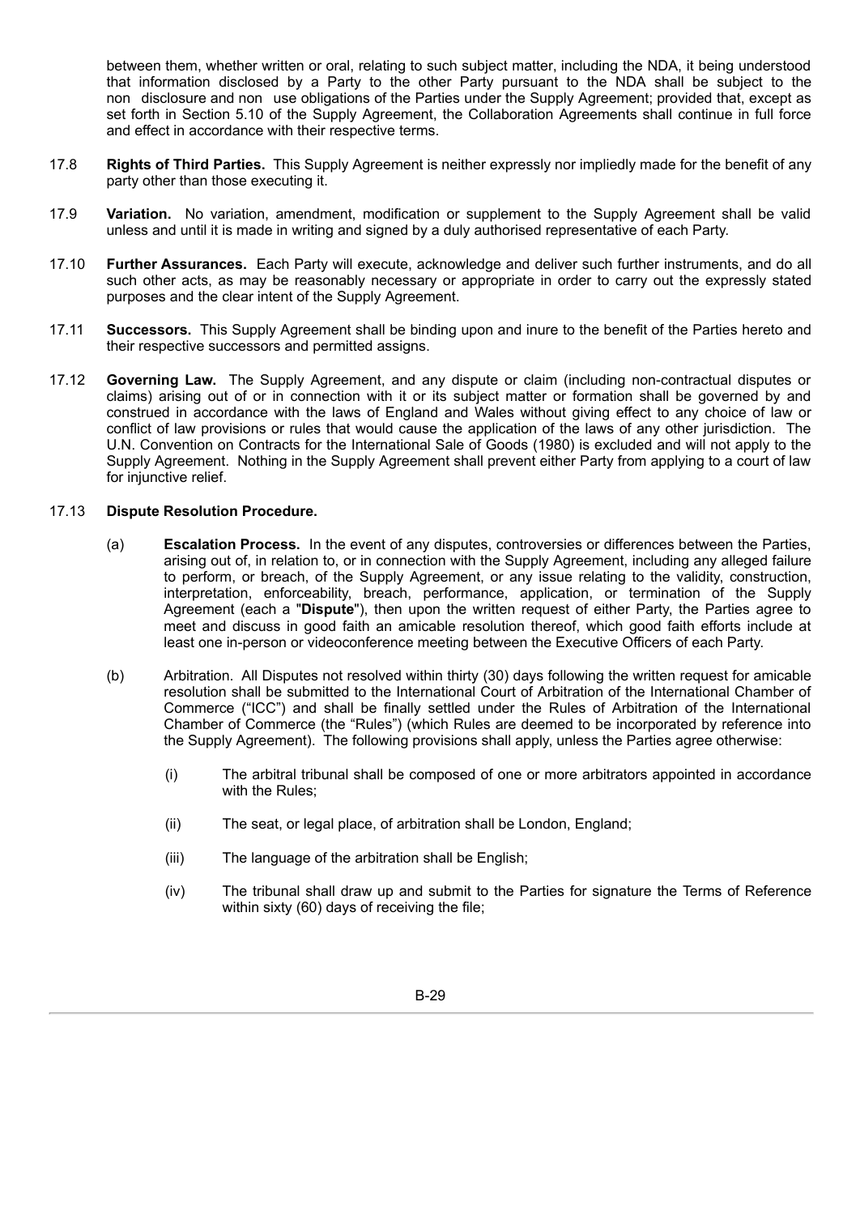between them, whether written or oral, relating to such subject matter, including the NDA, it being understood that information disclosed by a Party to the other Party pursuant to the NDA shall be subject to the non disclosure and non use obligations of the Parties under the Supply Agreement; provided that, except as set forth in Section 5.10 of the Supply Agreement, the Collaboration Agreements shall continue in full force and effect in accordance with their respective terms.

17.8 **Rights of Third Parties.** This Supply Agreement is neither expressly nor impliedly made for the benefit of any party other than those executing it.

17.9 **Variation.** No variation, amendment, modification or supplement to the Supply Agreement shall be valid unless and until it is made in writing and signed by a duly authorised representative of each Party.

17.10 **Further Assurances.** Each Party will execute, acknowledge and deliver such further instruments, and do all such other acts, as may be reasonably necessary or appropriate in order to carry out the expressly stated purposes and the clear intent of the Supply Agreement.

17.11 **Successors.** This Supply Agreement shall be binding upon and inure to the benefit of the Parties hereto and their respective successors and permitted assigns.

17.12 **Governing Law.** The Supply Agreement, and any dispute or claim (including non-contractual disputes or claims) arising out of or in connection with it or its subject matter or formation shall be governed by and construed in accordance with the laws of England and Wales without giving effect to any choice of law or conflict of law provisions or rules that would cause the application of the laws of any other jurisdiction. The U.N. Convention on Contracts for the International Sale of Goods (1980) is excluded and will not apply to the Supply Agreement. Nothing in the Supply Agreement shall prevent either Party from applying to a court of law for injunctive relief.

17.13 **Dispute Resolution Procedure.**

(a) **Escalation Process.** In the event of any disputes, controversies or differences between the Parties, arising out of, in relation to, or in connection with the Supply Agreement, including any alleged failure to perform, or breach, of the Supply Agreement, or any issue relating to the validity, construction, interpretation, enforceability, breach, performance, application, or termination of the Supply Agreement (each a "**Dispute**"), then upon the written request of either Party, the Parties agree to meet and discuss in good faith an amicable resolution thereof, which good faith efforts include at least one in-person or videoconference meeting between the Executive Officers of each Party.

(b) Arbitration. All Disputes not resolved within thirty (30) days following the written request for amicable resolution shall be submitted to the International Court of Arbitration of the International Chamber of Commerce ("ICC") and shall be finally settled under the Rules of Arbitration of the International Chamber of Commerce (the "Rules") (which Rules are deemed to be incorporated by reference into the Supply Agreement). The following provisions shall apply, unless the Parties agree otherwise:

(i) The arbitral tribunal shall be composed of one or more arbitrators appointed in accordance with the Rules;

(ii) The seat, or legal place, of arbitration shall be London, England;

(iii) The language of the arbitration shall be English;

(iv) The tribunal shall draw up and submit to the Parties for signature the Terms of Reference within sixty (60) days of receiving the file;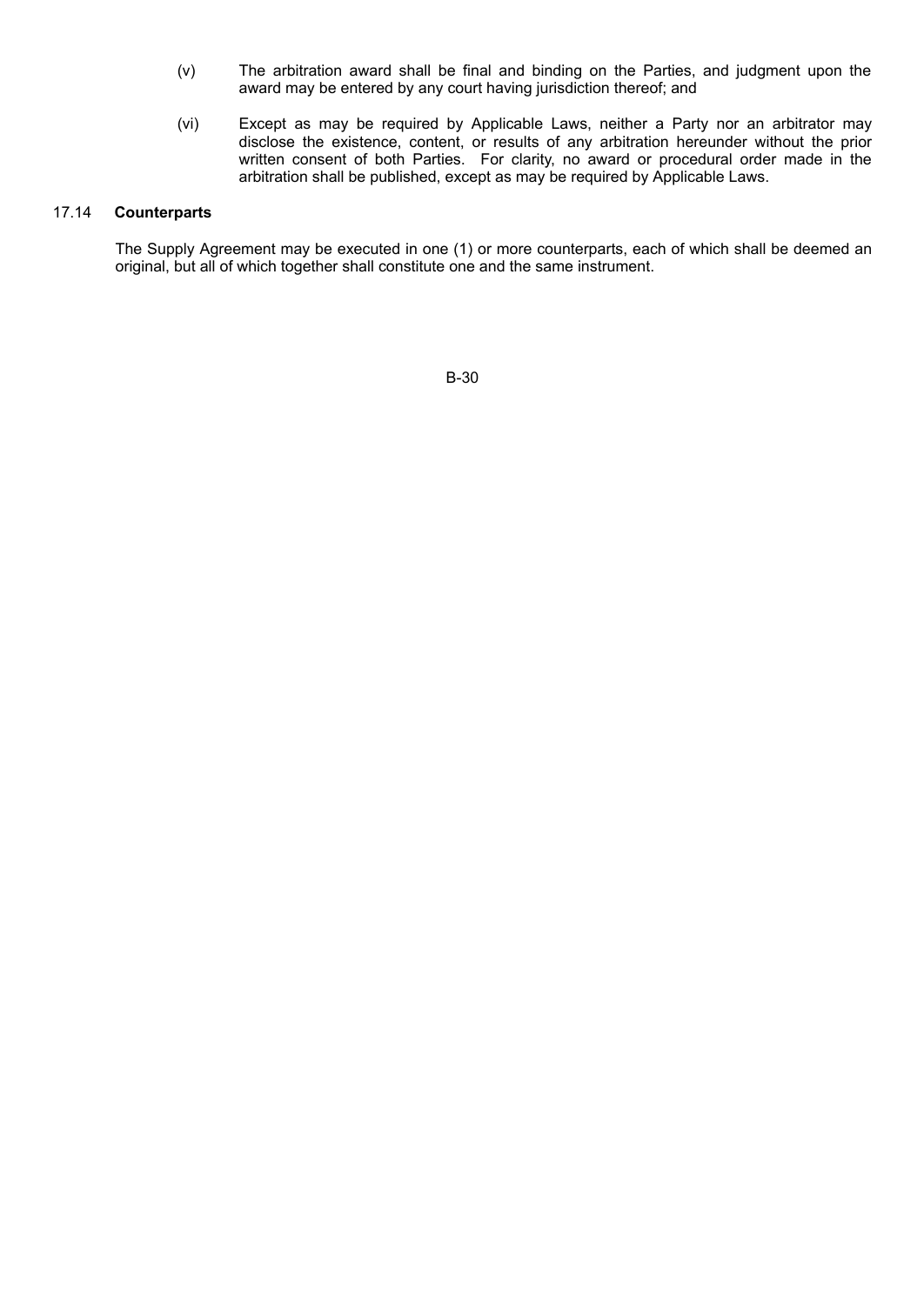(v) The arbitration award shall be final and binding on the Parties, and judgment upon the award may be entered by any court having jurisdiction thereof; and

(vi) Except as may be required by Applicable Laws, neither a Party nor an arbitrator may disclose the existence, content, or results of any arbitration hereunder without the prior written consent of both Parties. For clarity, no award or procedural order made in the arbitration shall be published, except as may be required by Applicable Laws.

### 17.14 **Counterparts**

The Supply Agreement may be executed in one (1) or more counterparts, each of which shall be deemed an original, but all of which together shall constitute one and the same instrument.